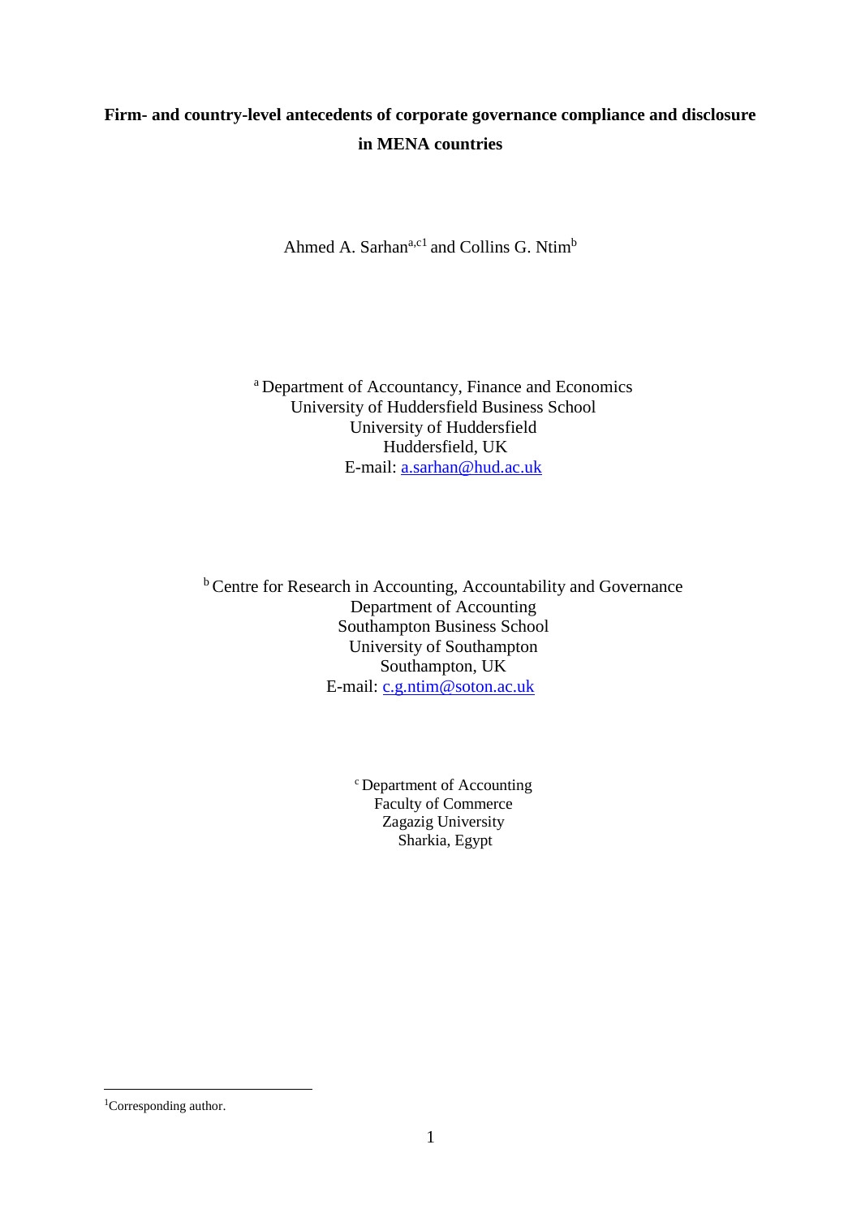# Firm- and country-level antecedents of corporate governance compliance and disclosure in MENA countries

Ahmed A. Sarhan[a,c1] and Collins G. Ntim[b]

[a] Department of Accountancy, Finance and Economics
University of Huddersfield Business School
University of Huddersfield
Huddersfield, UK
E-mail: a.sarhan@hud.ac.uk

[b] Centre for Research in Accounting, Accountability and Governance
Department of Accounting
Southampton Business School
University of Southampton
Southampton, UK
E-mail: c.g.ntim@soton.ac.uk

[c] Department of Accounting
Faculty of Commerce
Zagazig University
Sharkia, Egypt

---

[1]Corresponding author.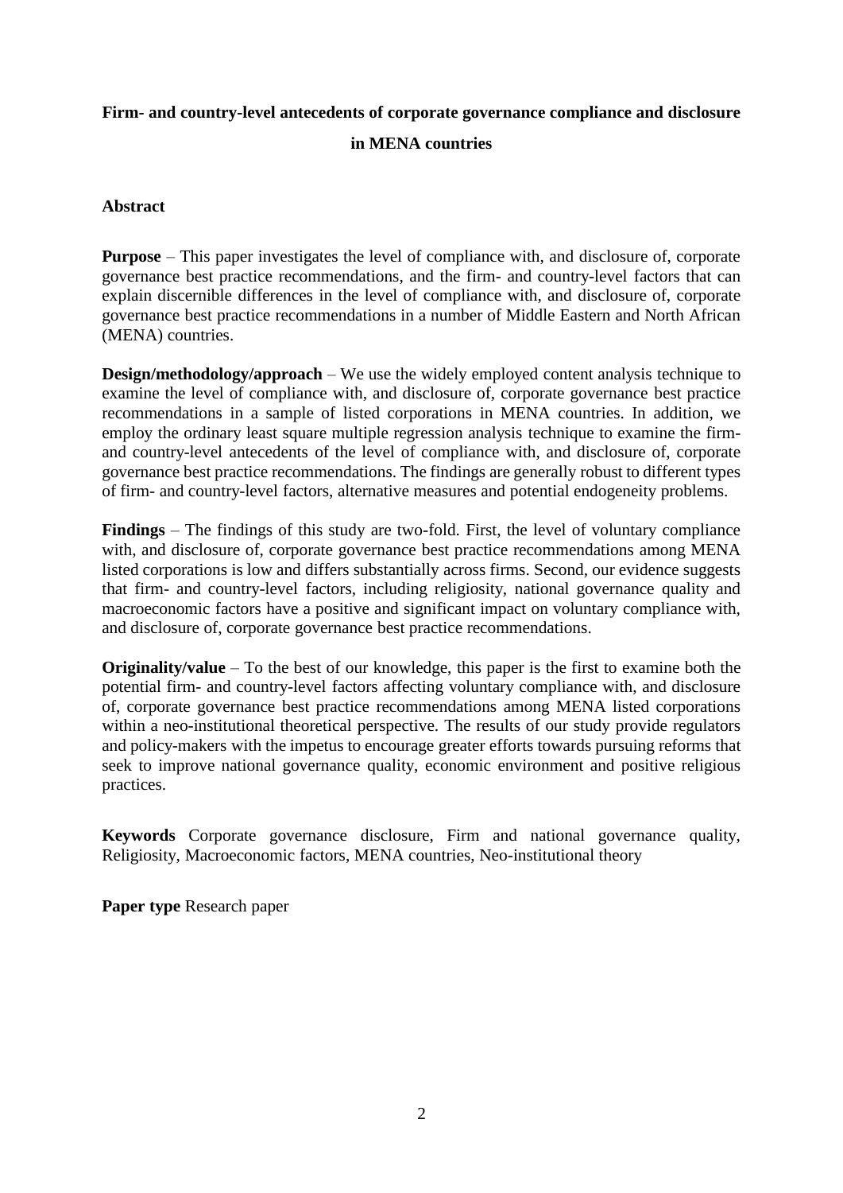# Firm- and country-level antecedents of corporate governance compliance and disclosure in MENA countries

## Abstract

**Purpose** – This paper investigates the level of compliance with, and disclosure of, corporate governance best practice recommendations, and the firm- and country-level factors that can explain discernible differences in the level of compliance with, and disclosure of, corporate governance best practice recommendations in a number of Middle Eastern and North African (MENA) countries.

**Design/methodology/approach** – We use the widely employed content analysis technique to examine the level of compliance with, and disclosure of, corporate governance best practice recommendations in a sample of listed corporations in MENA countries. In addition, we employ the ordinary least square multiple regression analysis technique to examine the firm- and country-level antecedents of the level of compliance with, and disclosure of, corporate governance best practice recommendations. The findings are generally robust to different types of firm- and country-level factors, alternative measures and potential endogeneity problems.

**Findings** – The findings of this study are two-fold. First, the level of voluntary compliance with, and disclosure of, corporate governance best practice recommendations among MENA listed corporations is low and differs substantially across firms. Second, our evidence suggests that firm- and country-level factors, including religiosity, national governance quality and macroeconomic factors have a positive and significant impact on voluntary compliance with, and disclosure of, corporate governance best practice recommendations.

**Originality/value** – To the best of our knowledge, this paper is the first to examine both the potential firm- and country-level factors affecting voluntary compliance with, and disclosure of, corporate governance best practice recommendations among MENA listed corporations within a neo-institutional theoretical perspective. The results of our study provide regulators and policy-makers with the impetus to encourage greater efforts towards pursuing reforms that seek to improve national governance quality, economic environment and positive religious practices.

**Keywords** Corporate governance disclosure, Firm and national governance quality, Religiosity, Macroeconomic factors, MENA countries, Neo-institutional theory

**Paper type** Research paper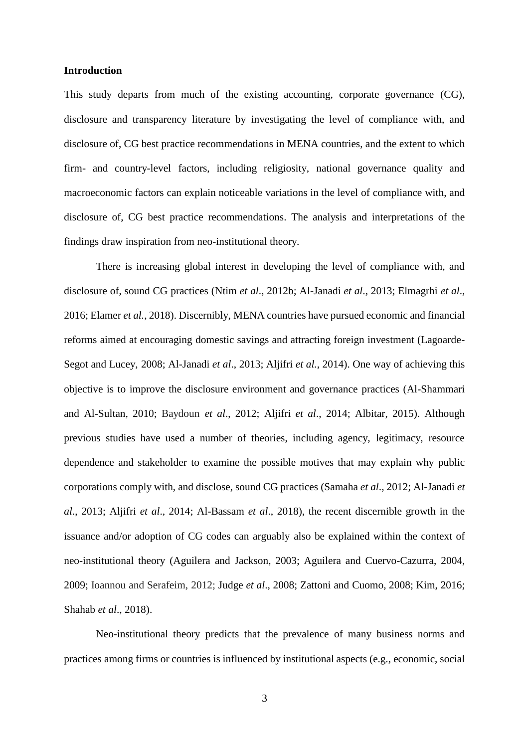## Introduction

This study departs from much of the existing accounting, corporate governance (CG), disclosure and transparency literature by investigating the level of compliance with, and disclosure of, CG best practice recommendations in MENA countries, and the extent to which firm- and country-level factors, including religiosity, national governance quality and macroeconomic factors can explain noticeable variations in the level of compliance with, and disclosure of, CG best practice recommendations. The analysis and interpretations of the findings draw inspiration from neo-institutional theory.

There is increasing global interest in developing the level of compliance with, and disclosure of, sound CG practices (Ntim *et al*., 2012b; Al-Janadi *et al*., 2013; Elmagrhi *et al*., 2016; Elamer *et al.,* 2018). Discernibly, MENA countries have pursued economic and financial reforms aimed at encouraging domestic savings and attracting foreign investment (Lagoarde-Segot and Lucey, 2008; Al-Janadi *et al*., 2013; Aljifri *et al.*, 2014). One way of achieving this objective is to improve the disclosure environment and governance practices (Al-Shammari and Al-Sultan, 2010; Baydoun *et al*., 2012; Aljifri *et al*., 2014; Albitar, 2015). Although previous studies have used a number of theories, including agency, legitimacy, resource dependence and stakeholder to examine the possible motives that may explain why public corporations comply with, and disclose, sound CG practices (Samaha *et al*., 2012; Al-Janadi *et al*., 2013; Aljifri *et al*., 2014; Al-Bassam *et al*., 2018), the recent discernible growth in the issuance and/or adoption of CG codes can arguably also be explained within the context of neo-institutional theory (Aguilera and Jackson, 2003; Aguilera and Cuervo-Cazurra, 2004, 2009; Ioannou and Serafeim, 2012; Judge *et al*., 2008; Zattoni and Cuomo, 2008; Kim, 2016; Shahab *et al*., 2018).

Neo-institutional theory predicts that the prevalence of many business norms and practices among firms or countries is influenced by institutional aspects (e.g., economic, social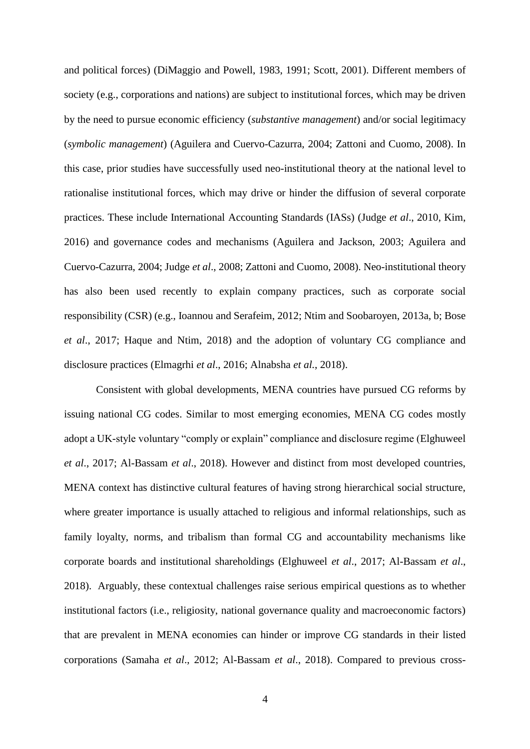and political forces) (DiMaggio and Powell, 1983, 1991; Scott, 2001). Different members of society (e.g., corporations and nations) are subject to institutional forces, which may be driven by the need to pursue economic efficiency (*substantive management*) and/or social legitimacy (*symbolic management*) (Aguilera and Cuervo-Cazurra, 2004; Zattoni and Cuomo, 2008). In this case, prior studies have successfully used neo-institutional theory at the national level to rationalise institutional forces, which may drive or hinder the diffusion of several corporate practices. These include International Accounting Standards (IASs) (Judge *et al*., 2010, Kim, 2016) and governance codes and mechanisms (Aguilera and Jackson, 2003; Aguilera and Cuervo-Cazurra, 2004; Judge *et al*., 2008; Zattoni and Cuomo, 2008). Neo-institutional theory has also been used recently to explain company practices, such as corporate social responsibility (CSR) (e.g., Ioannou and Serafeim, 2012; Ntim and Soobaroyen, 2013a, b; Bose *et al*., 2017; Haque and Ntim, 2018) and the adoption of voluntary CG compliance and disclosure practices (Elmagrhi *et al*., 2016; Alnabsha *et al.*, 2018).

Consistent with global developments, MENA countries have pursued CG reforms by issuing national CG codes. Similar to most emerging economies, MENA CG codes mostly adopt a UK-style voluntary "comply or explain" compliance and disclosure regime (Elghuweel *et al*., 2017; Al-Bassam *et al*., 2018). However and distinct from most developed countries, MENA context has distinctive cultural features of having strong hierarchical social structure, where greater importance is usually attached to religious and informal relationships, such as family loyalty, norms, and tribalism than formal CG and accountability mechanisms like corporate boards and institutional shareholdings (Elghuweel *et al*., 2017; Al-Bassam *et al*., 2018). Arguably, these contextual challenges raise serious empirical questions as to whether institutional factors (i.e., religiosity, national governance quality and macroeconomic factors) that are prevalent in MENA economies can hinder or improve CG standards in their listed corporations (Samaha *et al*., 2012; Al-Bassam *et al*., 2018). Compared to previous cross-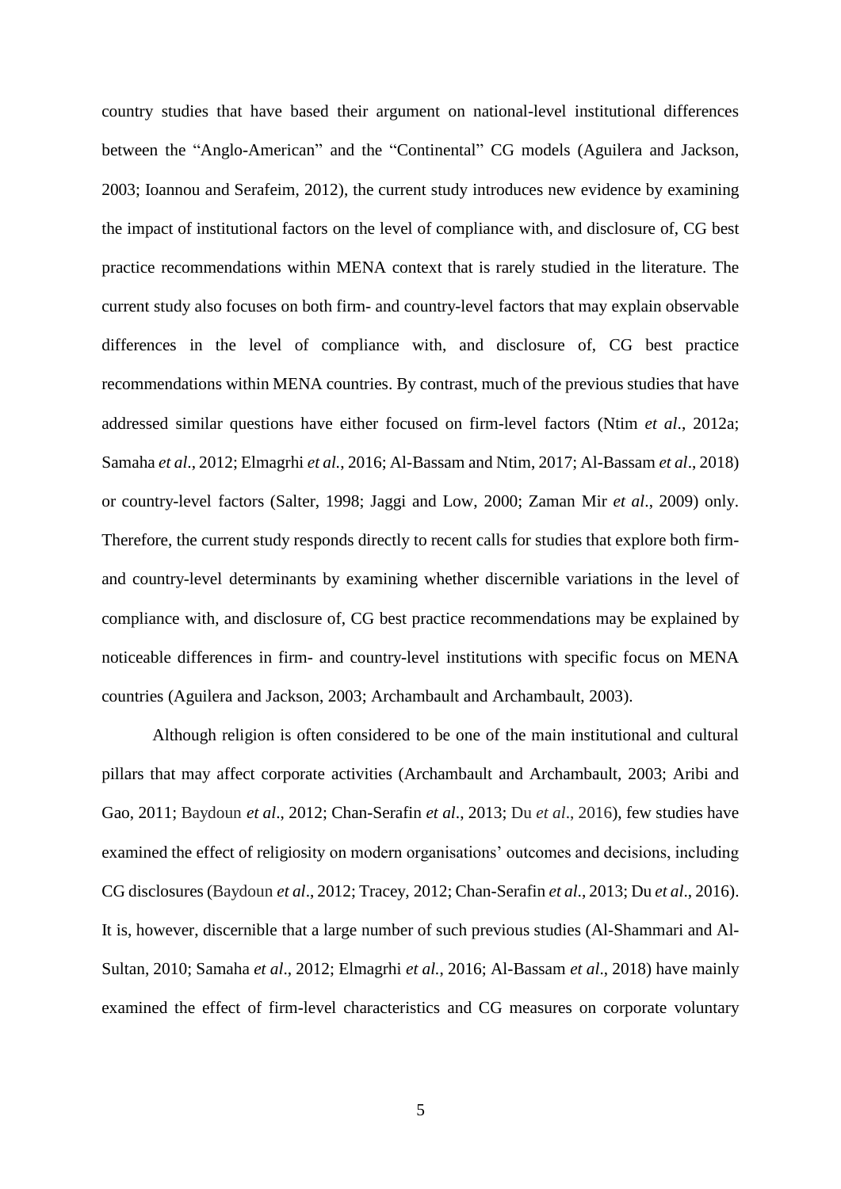country studies that have based their argument on national-level institutional differences between the "Anglo-American" and the "Continental" CG models (Aguilera and Jackson, 2003; Ioannou and Serafeim, 2012), the current study introduces new evidence by examining the impact of institutional factors on the level of compliance with, and disclosure of, CG best practice recommendations within MENA context that is rarely studied in the literature. The current study also focuses on both firm- and country-level factors that may explain observable differences in the level of compliance with, and disclosure of, CG best practice recommendations within MENA countries. By contrast, much of the previous studies that have addressed similar questions have either focused on firm-level factors (Ntim *et al*., 2012a; Samaha *et al*., 2012; Elmagrhi *et al.*, 2016; Al-Bassam and Ntim, 2017; Al-Bassam *et al*., 2018) or country-level factors (Salter, 1998; Jaggi and Low, 2000; Zaman Mir *et al*., 2009) only. Therefore, the current study responds directly to recent calls for studies that explore both firm- and country-level determinants by examining whether discernible variations in the level of compliance with, and disclosure of, CG best practice recommendations may be explained by noticeable differences in firm- and country-level institutions with specific focus on MENA countries (Aguilera and Jackson, 2003; Archambault and Archambault, 2003).

Although religion is often considered to be one of the main institutional and cultural pillars that may affect corporate activities (Archambault and Archambault, 2003; Aribi and Gao, 2011; Baydoun *et al*., 2012; Chan-Serafin *et al*., 2013; Du *et al*., 2016), few studies have examined the effect of religiosity on modern organisations' outcomes and decisions, including CG disclosures (Baydoun *et al*., 2012; Tracey, 2012; Chan-Serafin *et al.*, 2013; Du *et al*., 2016). It is, however, discernible that a large number of such previous studies (Al-Shammari and Al-Sultan, 2010; Samaha *et al*., 2012; Elmagrhi *et al.*, 2016; Al-Bassam *et al*., 2018) have mainly examined the effect of firm-level characteristics and CG measures on corporate voluntary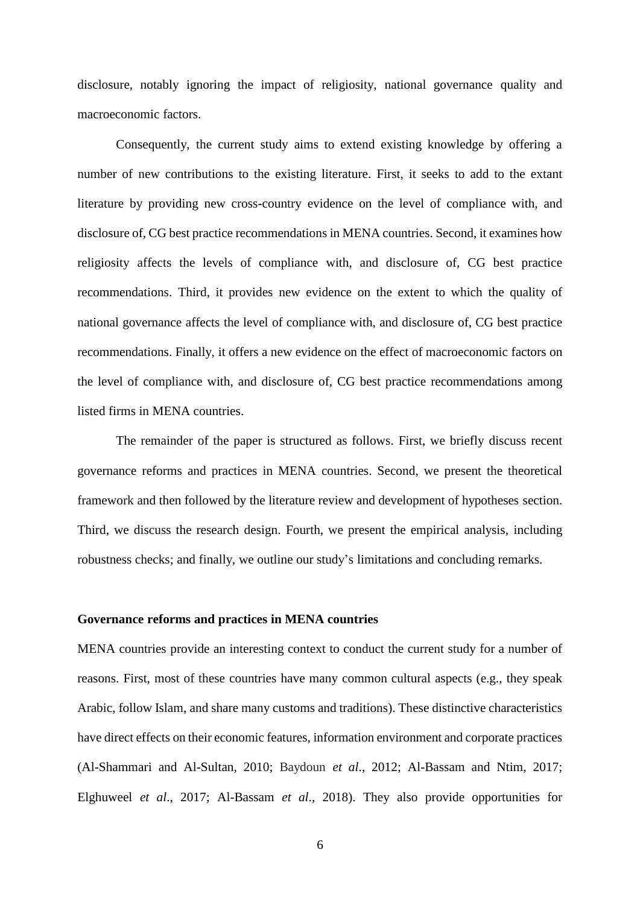disclosure, notably ignoring the impact of religiosity, national governance quality and macroeconomic factors.

Consequently, the current study aims to extend existing knowledge by offering a number of new contributions to the existing literature. First, it seeks to add to the extant literature by providing new cross-country evidence on the level of compliance with, and disclosure of, CG best practice recommendations in MENA countries. Second, it examines how religiosity affects the levels of compliance with, and disclosure of, CG best practice recommendations. Third, it provides new evidence on the extent to which the quality of national governance affects the level of compliance with, and disclosure of, CG best practice recommendations. Finally, it offers a new evidence on the effect of macroeconomic factors on the level of compliance with, and disclosure of, CG best practice recommendations among listed firms in MENA countries.

The remainder of the paper is structured as follows. First, we briefly discuss recent governance reforms and practices in MENA countries. Second, we present the theoretical framework and then followed by the literature review and development of hypotheses section. Third, we discuss the research design. Fourth, we present the empirical analysis, including robustness checks; and finally, we outline our study's limitations and concluding remarks.

## Governance reforms and practices in MENA countries

MENA countries provide an interesting context to conduct the current study for a number of reasons. First, most of these countries have many common cultural aspects (e.g., they speak Arabic, follow Islam, and share many customs and traditions). These distinctive characteristics have direct effects on their economic features, information environment and corporate practices (Al-Shammari and Al-Sultan, 2010; Baydoun *et al*., 2012; Al-Bassam and Ntim, 2017; Elghuweel *et al*., 2017; Al-Bassam *et al*., 2018). They also provide opportunities for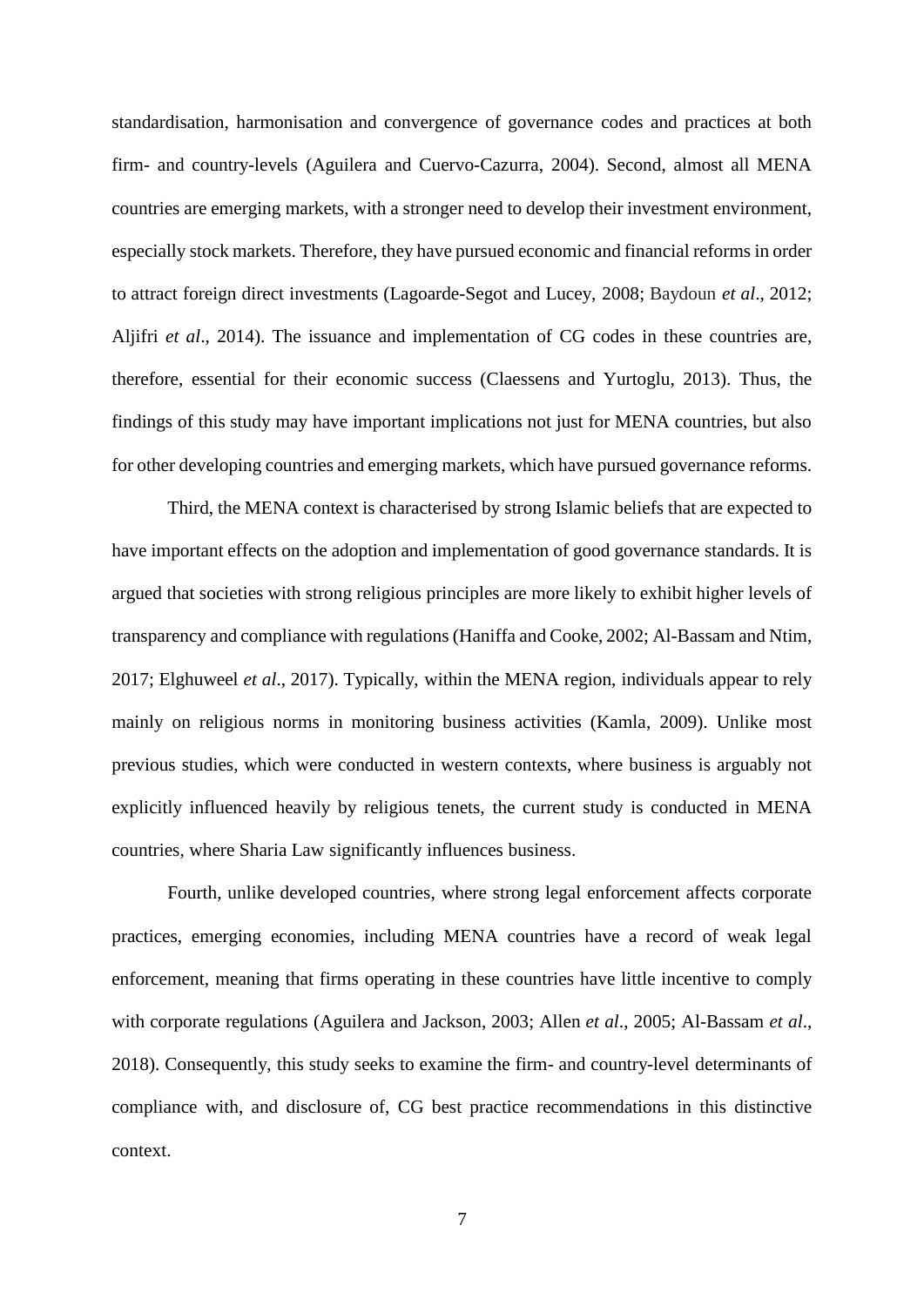standardisation, harmonisation and convergence of governance codes and practices at both firm- and country-levels (Aguilera and Cuervo-Cazurra, 2004). Second, almost all MENA countries are emerging markets, with a stronger need to develop their investment environment, especially stock markets. Therefore, they have pursued economic and financial reforms in order to attract foreign direct investments (Lagoarde-Segot and Lucey, 2008; Baydoun *et al*., 2012; Aljifri *et al*., 2014). The issuance and implementation of CG codes in these countries are, therefore, essential for their economic success (Claessens and Yurtoglu, 2013). Thus, the findings of this study may have important implications not just for MENA countries, but also for other developing countries and emerging markets, which have pursued governance reforms.

Third, the MENA context is characterised by strong Islamic beliefs that are expected to have important effects on the adoption and implementation of good governance standards. It is argued that societies with strong religious principles are more likely to exhibit higher levels of transparency and compliance with regulations (Haniffa and Cooke, 2002; Al-Bassam and Ntim, 2017; Elghuweel *et al*., 2017). Typically, within the MENA region, individuals appear to rely mainly on religious norms in monitoring business activities (Kamla, 2009). Unlike most previous studies, which were conducted in western contexts, where business is arguably not explicitly influenced heavily by religious tenets, the current study is conducted in MENA countries, where Sharia Law significantly influences business.

Fourth, unlike developed countries, where strong legal enforcement affects corporate practices, emerging economies, including MENA countries have a record of weak legal enforcement, meaning that firms operating in these countries have little incentive to comply with corporate regulations (Aguilera and Jackson, 2003; Allen *et al*., 2005; Al-Bassam *et al*., 2018). Consequently, this study seeks to examine the firm- and country-level determinants of compliance with, and disclosure of, CG best practice recommendations in this distinctive context.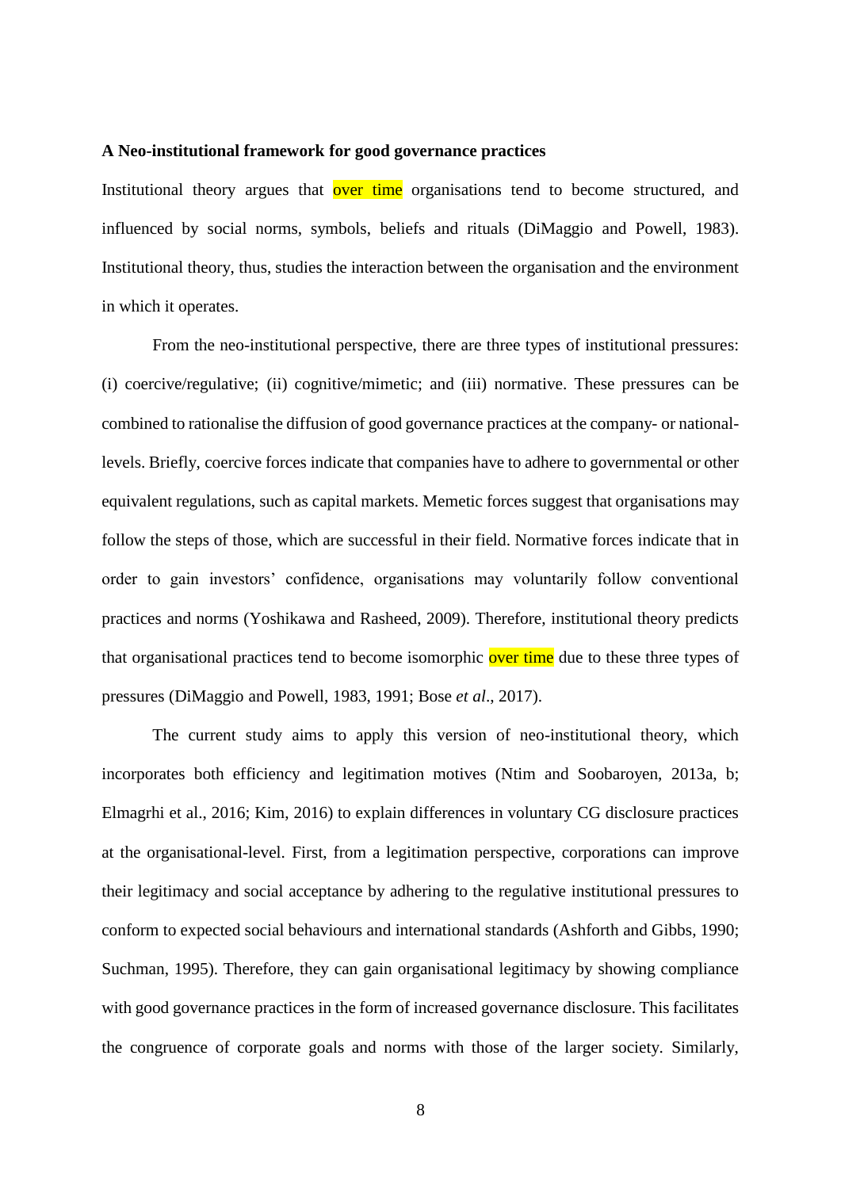**A Neo-institutional framework for good governance practices**

Institutional theory argues that over time organisations tend to become structured, and influenced by social norms, symbols, beliefs and rituals (DiMaggio and Powell, 1983). Institutional theory, thus, studies the interaction between the organisation and the environment in which it operates.

From the neo-institutional perspective, there are three types of institutional pressures: (i) coercive/regulative; (ii) cognitive/mimetic; and (iii) normative. These pressures can be combined to rationalise the diffusion of good governance practices at the company- or national-levels. Briefly, coercive forces indicate that companies have to adhere to governmental or other equivalent regulations, such as capital markets. Memetic forces suggest that organisations may follow the steps of those, which are successful in their field. Normative forces indicate that in order to gain investors' confidence, organisations may voluntarily follow conventional practices and norms (Yoshikawa and Rasheed, 2009). Therefore, institutional theory predicts that organisational practices tend to become isomorphic over time due to these three types of pressures (DiMaggio and Powell, 1983, 1991; Bose *et al*., 2017).

The current study aims to apply this version of neo-institutional theory, which incorporates both efficiency and legitimation motives (Ntim and Soobaroyen, 2013a, b; Elmagrhi et al., 2016; Kim, 2016) to explain differences in voluntary CG disclosure practices at the organisational-level. First, from a legitimation perspective, corporations can improve their legitimacy and social acceptance by adhering to the regulative institutional pressures to conform to expected social behaviours and international standards (Ashforth and Gibbs, 1990; Suchman, 1995). Therefore, they can gain organisational legitimacy by showing compliance with good governance practices in the form of increased governance disclosure. This facilitates the congruence of corporate goals and norms with those of the larger society. Similarly,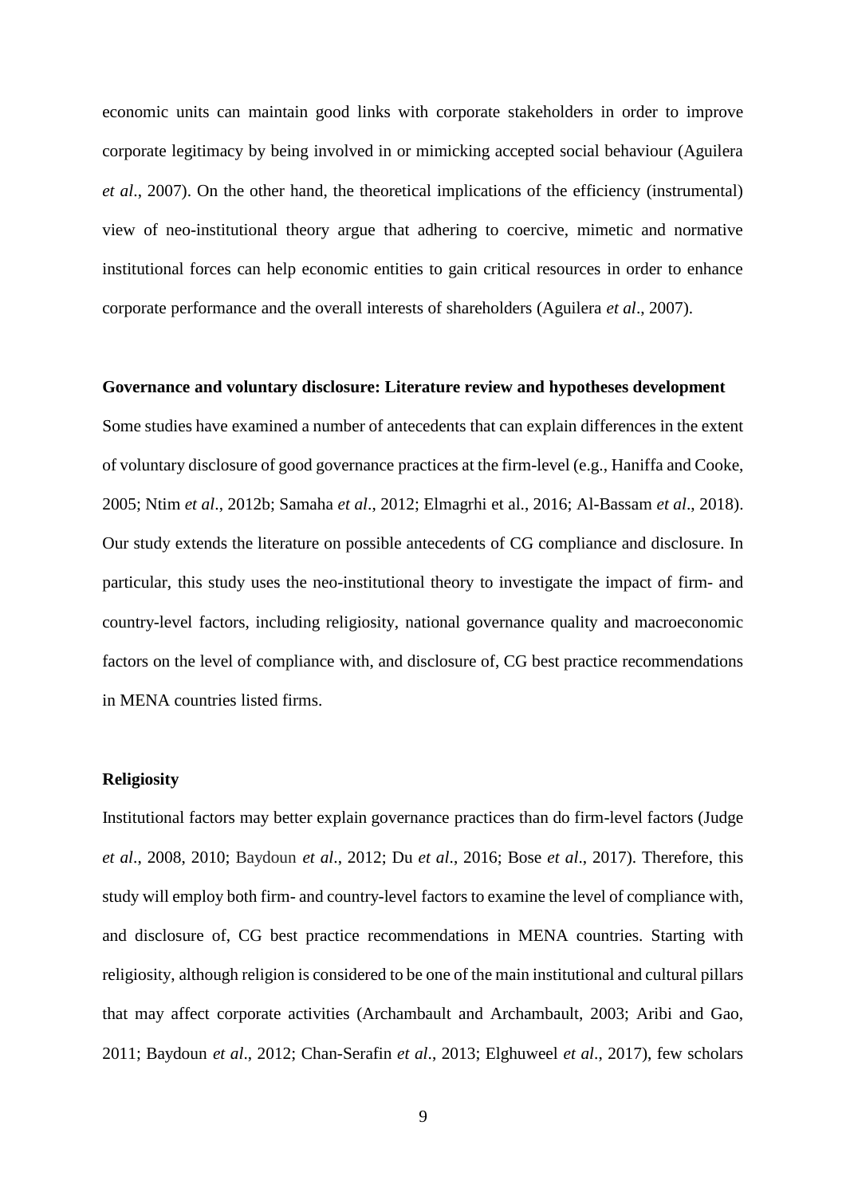economic units can maintain good links with corporate stakeholders in order to improve corporate legitimacy by being involved in or mimicking accepted social behaviour (Aguilera *et al*., 2007). On the other hand, the theoretical implications of the efficiency (instrumental) view of neo-institutional theory argue that adhering to coercive, mimetic and normative institutional forces can help economic entities to gain critical resources in order to enhance corporate performance and the overall interests of shareholders (Aguilera *et al*., 2007).

## Governance and voluntary disclosure: Literature review and hypotheses development

Some studies have examined a number of antecedents that can explain differences in the extent of voluntary disclosure of good governance practices at the firm-level (e.g., Haniffa and Cooke, 2005; Ntim *et al*., 2012b; Samaha *et al*., 2012; Elmagrhi et al., 2016; Al-Bassam *et al*., 2018). Our study extends the literature on possible antecedents of CG compliance and disclosure. In particular, this study uses the neo-institutional theory to investigate the impact of firm- and country-level factors, including religiosity, national governance quality and macroeconomic factors on the level of compliance with, and disclosure of, CG best practice recommendations in MENA countries listed firms.

### Religiosity

Institutional factors may better explain governance practices than do firm-level factors (Judge *et al*., 2008, 2010; Baydoun *et al*., 2012; Du *et al*., 2016; Bose *et al*., 2017). Therefore, this study will employ both firm- and country-level factors to examine the level of compliance with, and disclosure of, CG best practice recommendations in MENA countries. Starting with religiosity, although religion is considered to be one of the main institutional and cultural pillars that may affect corporate activities (Archambault and Archambault, 2003; Aribi and Gao, 2011; Baydoun *et al*., 2012; Chan-Serafin *et al*., 2013; Elghuweel *et al*., 2017), few scholars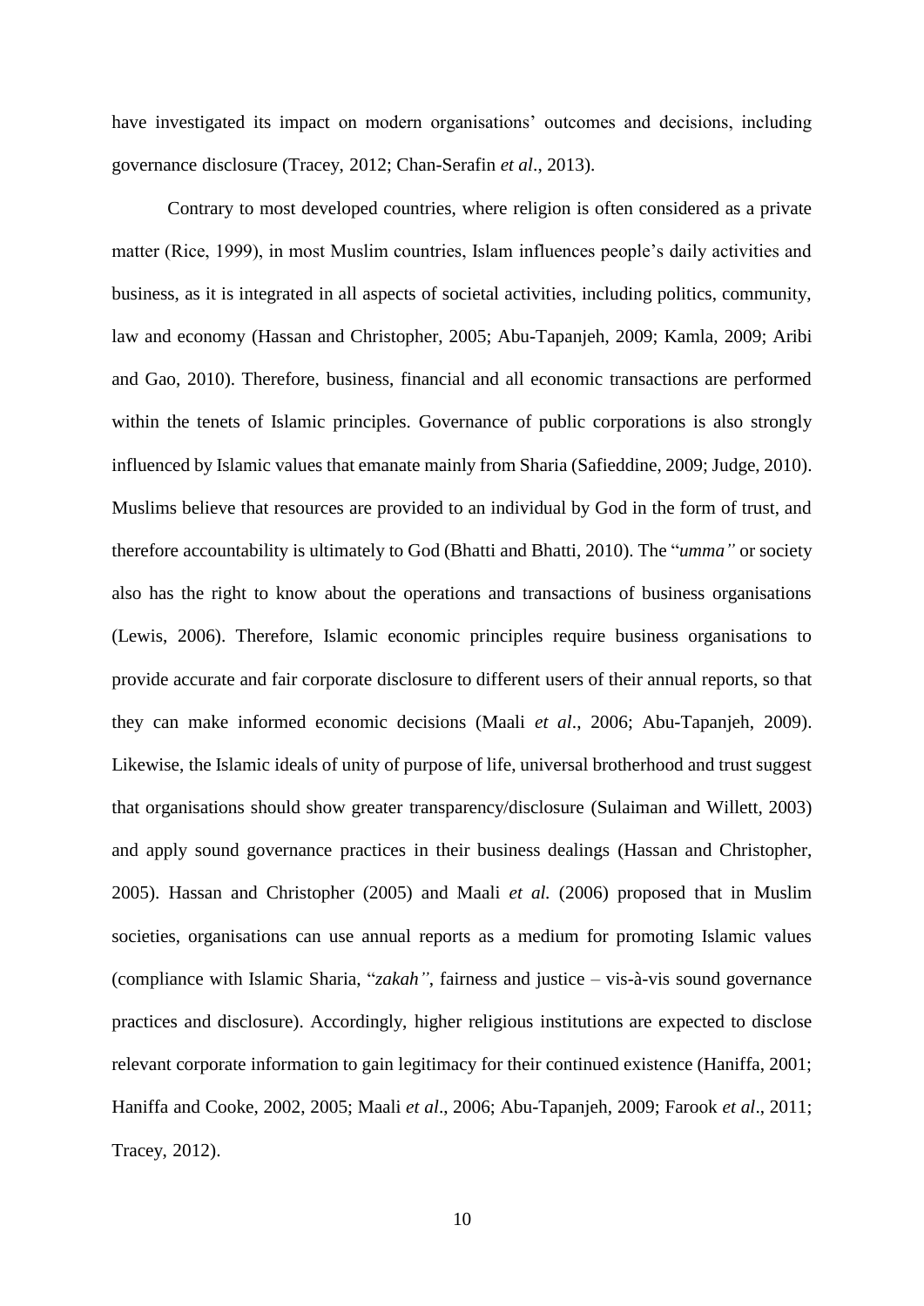have investigated its impact on modern organisations' outcomes and decisions, including governance disclosure (Tracey, 2012; Chan-Serafin *et al*., 2013).

Contrary to most developed countries, where religion is often considered as a private matter (Rice, 1999), in most Muslim countries, Islam influences people's daily activities and business, as it is integrated in all aspects of societal activities, including politics, community, law and economy (Hassan and Christopher, 2005; Abu-Tapanjeh, 2009; Kamla, 2009; Aribi and Gao, 2010). Therefore, business, financial and all economic transactions are performed within the tenets of Islamic principles. Governance of public corporations is also strongly influenced by Islamic values that emanate mainly from Sharia (Safieddine, 2009; Judge, 2010). Muslims believe that resources are provided to an individual by God in the form of trust, and therefore accountability is ultimately to God (Bhatti and Bhatti, 2010). The "*umma"* or society also has the right to know about the operations and transactions of business organisations (Lewis, 2006). Therefore, Islamic economic principles require business organisations to provide accurate and fair corporate disclosure to different users of their annual reports, so that they can make informed economic decisions (Maali *et al*., 2006; Abu-Tapanjeh, 2009). Likewise, the Islamic ideals of unity of purpose of life, universal brotherhood and trust suggest that organisations should show greater transparency/disclosure (Sulaiman and Willett, 2003) and apply sound governance practices in their business dealings (Hassan and Christopher, 2005). Hassan and Christopher (2005) and Maali *et al.* (2006) proposed that in Muslim societies, organisations can use annual reports as a medium for promoting Islamic values (compliance with Islamic Sharia, "*zakah"*, fairness and justice – vis-à-vis sound governance practices and disclosure). Accordingly, higher religious institutions are expected to disclose relevant corporate information to gain legitimacy for their continued existence (Haniffa, 2001; Haniffa and Cooke, 2002, 2005; Maali *et al*., 2006; Abu-Tapanjeh, 2009; Farook *et al*., 2011; Tracey, 2012).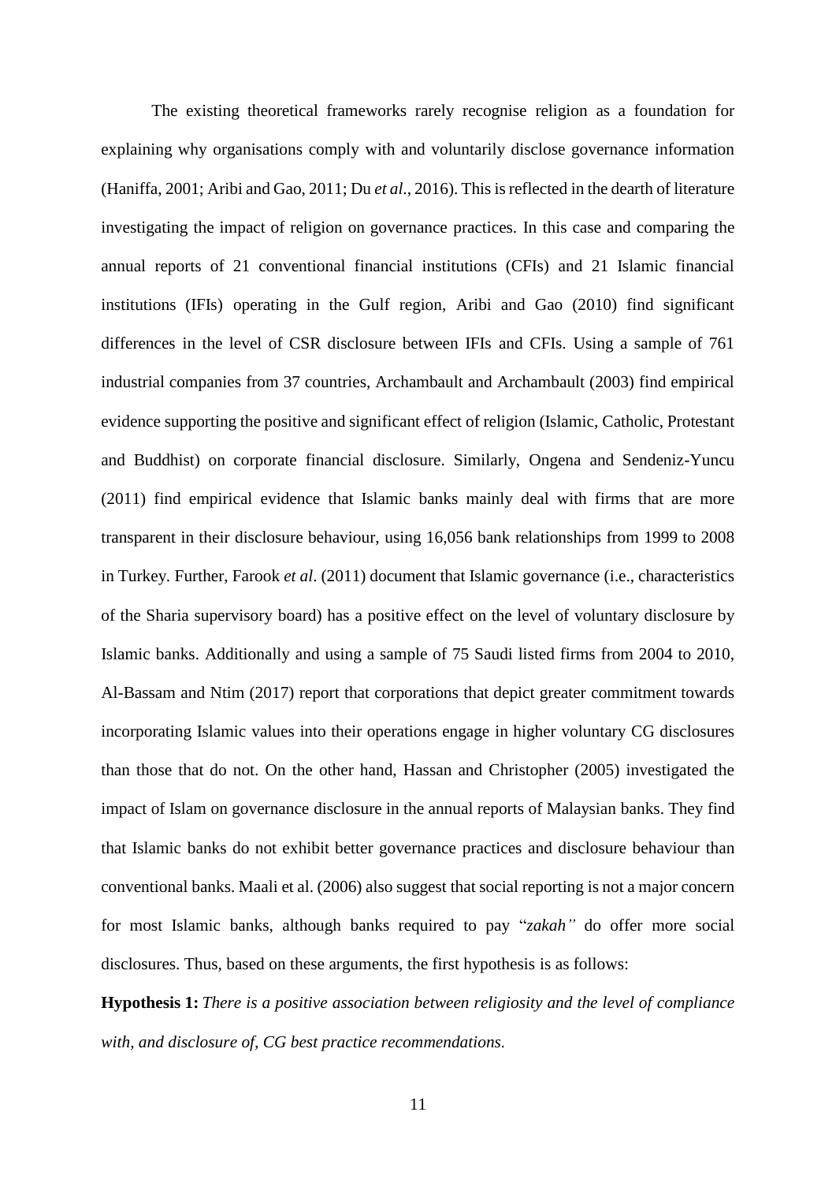The existing theoretical frameworks rarely recognise religion as a foundation for explaining why organisations comply with and voluntarily disclose governance information (Haniffa, 2001; Aribi and Gao, 2011; Du *et al*., 2016). This is reflected in the dearth of literature investigating the impact of religion on governance practices. In this case and comparing the annual reports of 21 conventional financial institutions (CFIs) and 21 Islamic financial institutions (IFIs) operating in the Gulf region, Aribi and Gao (2010) find significant differences in the level of CSR disclosure between IFIs and CFIs. Using a sample of 761 industrial companies from 37 countries, Archambault and Archambault (2003) find empirical evidence supporting the positive and significant effect of religion (Islamic, Catholic, Protestant and Buddhist) on corporate financial disclosure. Similarly, Ongena and Sendeniz-Yuncu (2011) find empirical evidence that Islamic banks mainly deal with firms that are more transparent in their disclosure behaviour, using 16,056 bank relationships from 1999 to 2008 in Turkey. Further, Farook *et al*. (2011) document that Islamic governance (i.e., characteristics of the Sharia supervisory board) has a positive effect on the level of voluntary disclosure by Islamic banks. Additionally and using a sample of 75 Saudi listed firms from 2004 to 2010, Al-Bassam and Ntim (2017) report that corporations that depict greater commitment towards incorporating Islamic values into their operations engage in higher voluntary CG disclosures than those that do not. On the other hand, Hassan and Christopher (2005) investigated the impact of Islam on governance disclosure in the annual reports of Malaysian banks. They find that Islamic banks do not exhibit better governance practices and disclosure behaviour than conventional banks. Maali et al. (2006) also suggest that social reporting is not a major concern for most Islamic banks, although banks required to pay "*zakah"* do offer more social disclosures. Thus, based on these arguments, the first hypothesis is as follows:

**Hypothesis 1:** *There is a positive association between religiosity and the level of compliance with, and disclosure of, CG best practice recommendations.*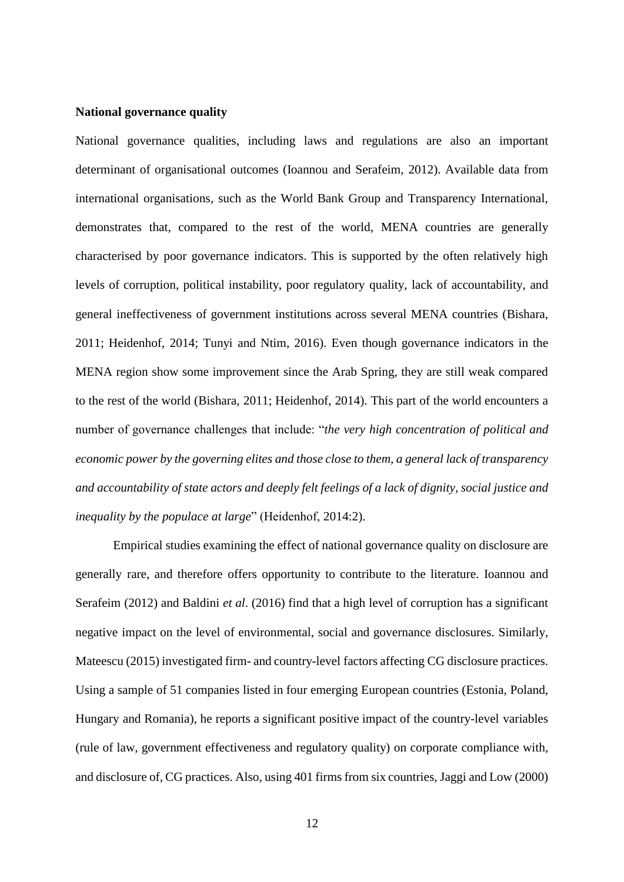**National governance quality**

National governance qualities, including laws and regulations are also an important determinant of organisational outcomes (Ioannou and Serafeim, 2012). Available data from international organisations, such as the World Bank Group and Transparency International, demonstrates that, compared to the rest of the world, MENA countries are generally characterised by poor governance indicators. This is supported by the often relatively high levels of corruption, political instability, poor regulatory quality, lack of accountability, and general ineffectiveness of government institutions across several MENA countries (Bishara, 2011; Heidenhof, 2014; Tunyi and Ntim, 2016). Even though governance indicators in the MENA region show some improvement since the Arab Spring, they are still weak compared to the rest of the world (Bishara, 2011; Heidenhof, 2014). This part of the world encounters a number of governance challenges that include: "*the very high concentration of political and economic power by the governing elites and those close to them, a general lack of transparency and accountability of state actors and deeply felt feelings of a lack of dignity, social justice and inequality by the populace at large*" (Heidenhof, 2014:2).

Empirical studies examining the effect of national governance quality on disclosure are generally rare, and therefore offers opportunity to contribute to the literature. Ioannou and Serafeim (2012) and Baldini *et al*. (2016) find that a high level of corruption has a significant negative impact on the level of environmental, social and governance disclosures. Similarly, Mateescu (2015) investigated firm- and country-level factors affecting CG disclosure practices. Using a sample of 51 companies listed in four emerging European countries (Estonia, Poland, Hungary and Romania), he reports a significant positive impact of the country-level variables (rule of law, government effectiveness and regulatory quality) on corporate compliance with, and disclosure of, CG practices. Also, using 401 firms from six countries, Jaggi and Low (2000)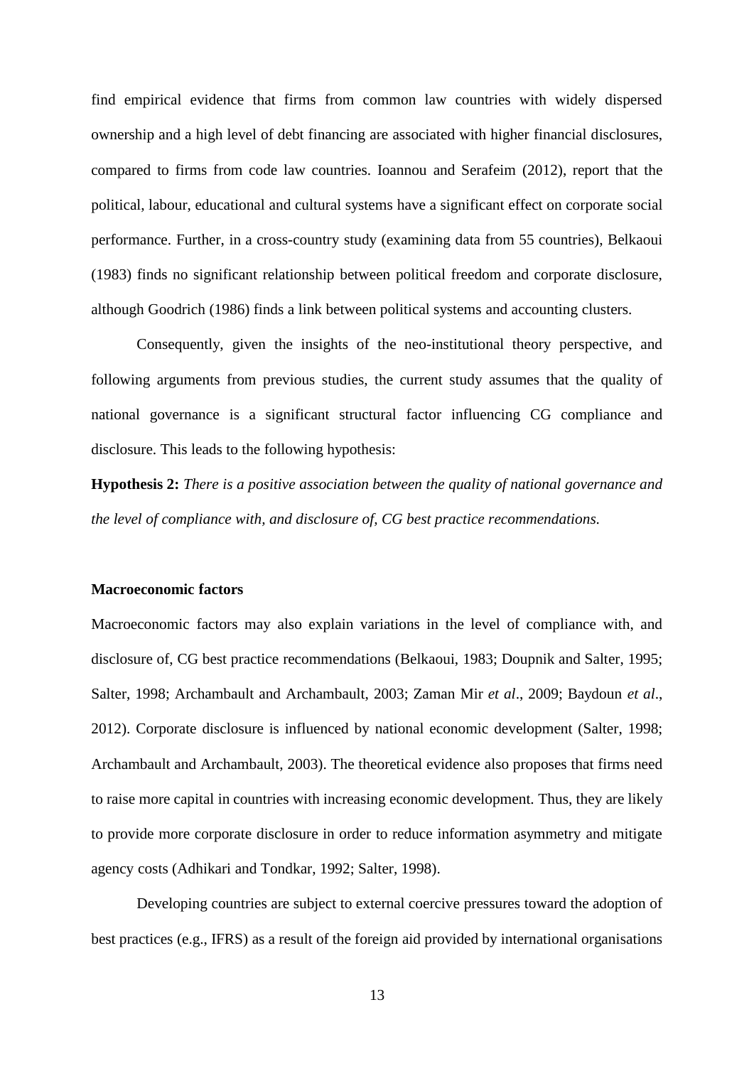find empirical evidence that firms from common law countries with widely dispersed ownership and a high level of debt financing are associated with higher financial disclosures, compared to firms from code law countries. Ioannou and Serafeim (2012), report that the political, labour, educational and cultural systems have a significant effect on corporate social performance. Further, in a cross-country study (examining data from 55 countries), Belkaoui (1983) finds no significant relationship between political freedom and corporate disclosure, although Goodrich (1986) finds a link between political systems and accounting clusters.

Consequently, given the insights of the neo-institutional theory perspective, and following arguments from previous studies, the current study assumes that the quality of national governance is a significant structural factor influencing CG compliance and disclosure. This leads to the following hypothesis:

**Hypothesis 2:** *There is a positive association between the quality of national governance and the level of compliance with, and disclosure of, CG best practice recommendations.*

**Macroeconomic factors**

Macroeconomic factors may also explain variations in the level of compliance with, and disclosure of, CG best practice recommendations (Belkaoui, 1983; Doupnik and Salter, 1995; Salter, 1998; Archambault and Archambault, 2003; Zaman Mir *et al*., 2009; Baydoun *et al*., 2012). Corporate disclosure is influenced by national economic development (Salter, 1998; Archambault and Archambault, 2003). The theoretical evidence also proposes that firms need to raise more capital in countries with increasing economic development. Thus, they are likely to provide more corporate disclosure in order to reduce information asymmetry and mitigate agency costs (Adhikari and Tondkar, 1992; Salter, 1998).

Developing countries are subject to external coercive pressures toward the adoption of best practices (e.g., IFRS) as a result of the foreign aid provided by international organisations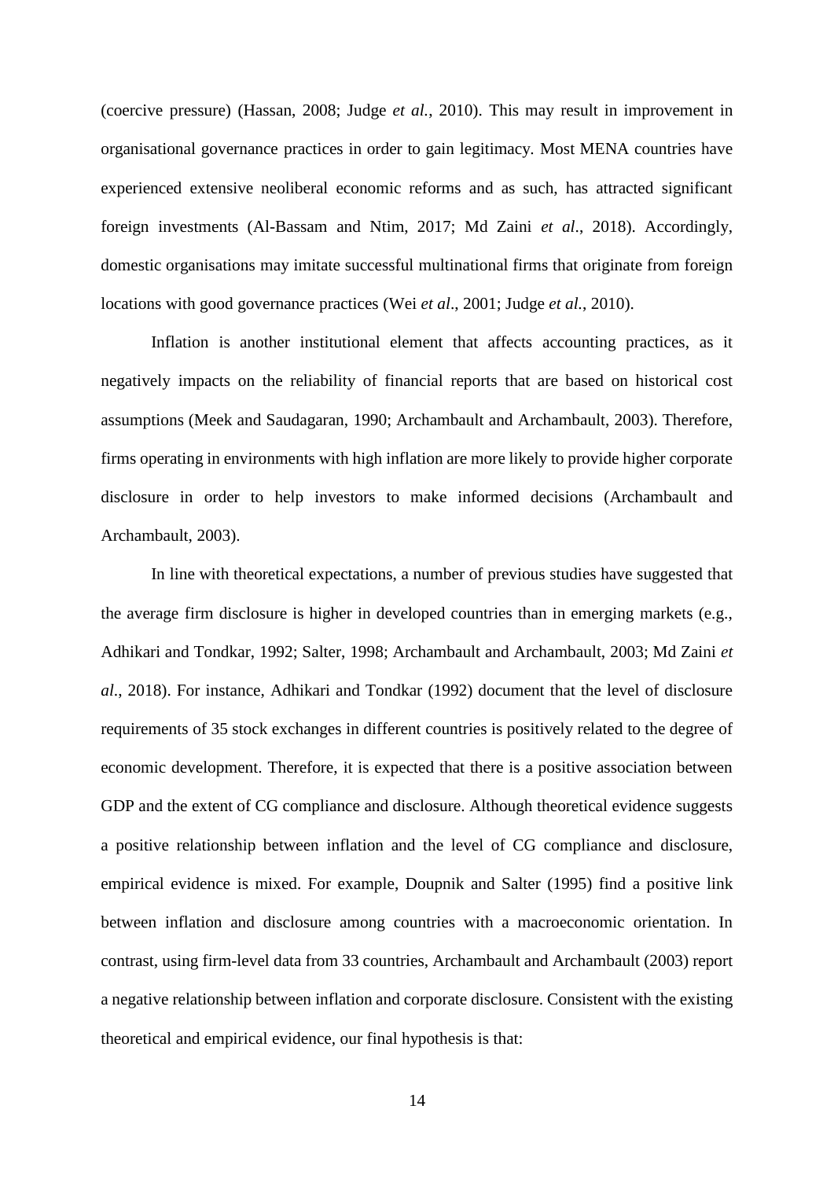(coercive pressure) (Hassan, 2008; Judge *et al.*, 2010). This may result in improvement in organisational governance practices in order to gain legitimacy. Most MENA countries have experienced extensive neoliberal economic reforms and as such, has attracted significant foreign investments (Al-Bassam and Ntim, 2017; Md Zaini *et al*., 2018). Accordingly, domestic organisations may imitate successful multinational firms that originate from foreign locations with good governance practices (Wei *et al*., 2001; Judge *et al.*, 2010).

Inflation is another institutional element that affects accounting practices, as it negatively impacts on the reliability of financial reports that are based on historical cost assumptions (Meek and Saudagaran, 1990; Archambault and Archambault, 2003). Therefore, firms operating in environments with high inflation are more likely to provide higher corporate disclosure in order to help investors to make informed decisions (Archambault and Archambault, 2003).

In line with theoretical expectations, a number of previous studies have suggested that the average firm disclosure is higher in developed countries than in emerging markets (e.g., Adhikari and Tondkar, 1992; Salter, 1998; Archambault and Archambault, 2003; Md Zaini *et al*., 2018). For instance, Adhikari and Tondkar (1992) document that the level of disclosure requirements of 35 stock exchanges in different countries is positively related to the degree of economic development. Therefore, it is expected that there is a positive association between GDP and the extent of CG compliance and disclosure. Although theoretical evidence suggests a positive relationship between inflation and the level of CG compliance and disclosure, empirical evidence is mixed. For example, Doupnik and Salter (1995) find a positive link between inflation and disclosure among countries with a macroeconomic orientation. In contrast, using firm-level data from 33 countries, Archambault and Archambault (2003) report a negative relationship between inflation and corporate disclosure. Consistent with the existing theoretical and empirical evidence, our final hypothesis is that: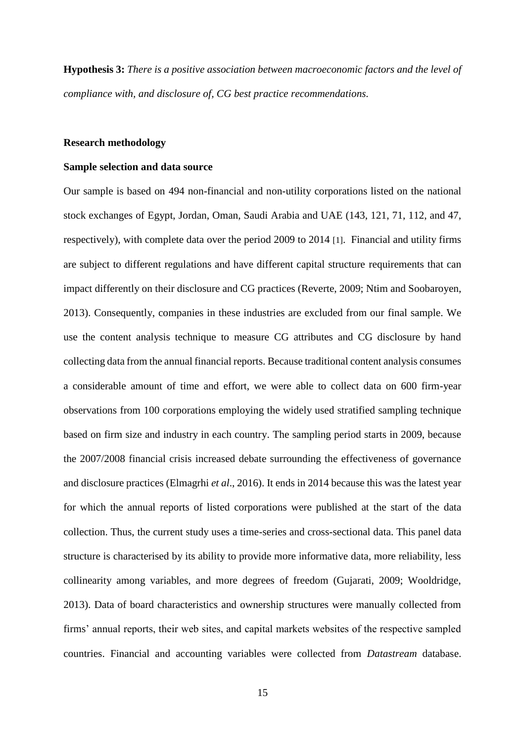**Hypothesis 3:** *There is a positive association between macroeconomic factors and the level of compliance with, and disclosure of, CG best practice recommendations.*

## Research methodology

### Sample selection and data source

Our sample is based on 494 non-financial and non-utility corporations listed on the national stock exchanges of Egypt, Jordan, Oman, Saudi Arabia and UAE (143, 121, 71, 112, and 47, respectively), with complete data over the period 2009 to 2014 [1]. Financial and utility firms are subject to different regulations and have different capital structure requirements that can impact differently on their disclosure and CG practices (Reverte, 2009; Ntim and Soobaroyen, 2013). Consequently, companies in these industries are excluded from our final sample. We use the content analysis technique to measure CG attributes and CG disclosure by hand collecting data from the annual financial reports. Because traditional content analysis consumes a considerable amount of time and effort, we were able to collect data on 600 firm-year observations from 100 corporations employing the widely used stratified sampling technique based on firm size and industry in each country. The sampling period starts in 2009, because the 2007/2008 financial crisis increased debate surrounding the effectiveness of governance and disclosure practices (Elmagrhi *et al*., 2016). It ends in 2014 because this was the latest year for which the annual reports of listed corporations were published at the start of the data collection. Thus, the current study uses a time-series and cross-sectional data. This panel data structure is characterised by its ability to provide more informative data, more reliability, less collinearity among variables, and more degrees of freedom (Gujarati, 2009; Wooldridge, 2013). Data of board characteristics and ownership structures were manually collected from firms' annual reports, their web sites, and capital markets websites of the respective sampled countries. Financial and accounting variables were collected from *Datastream* database.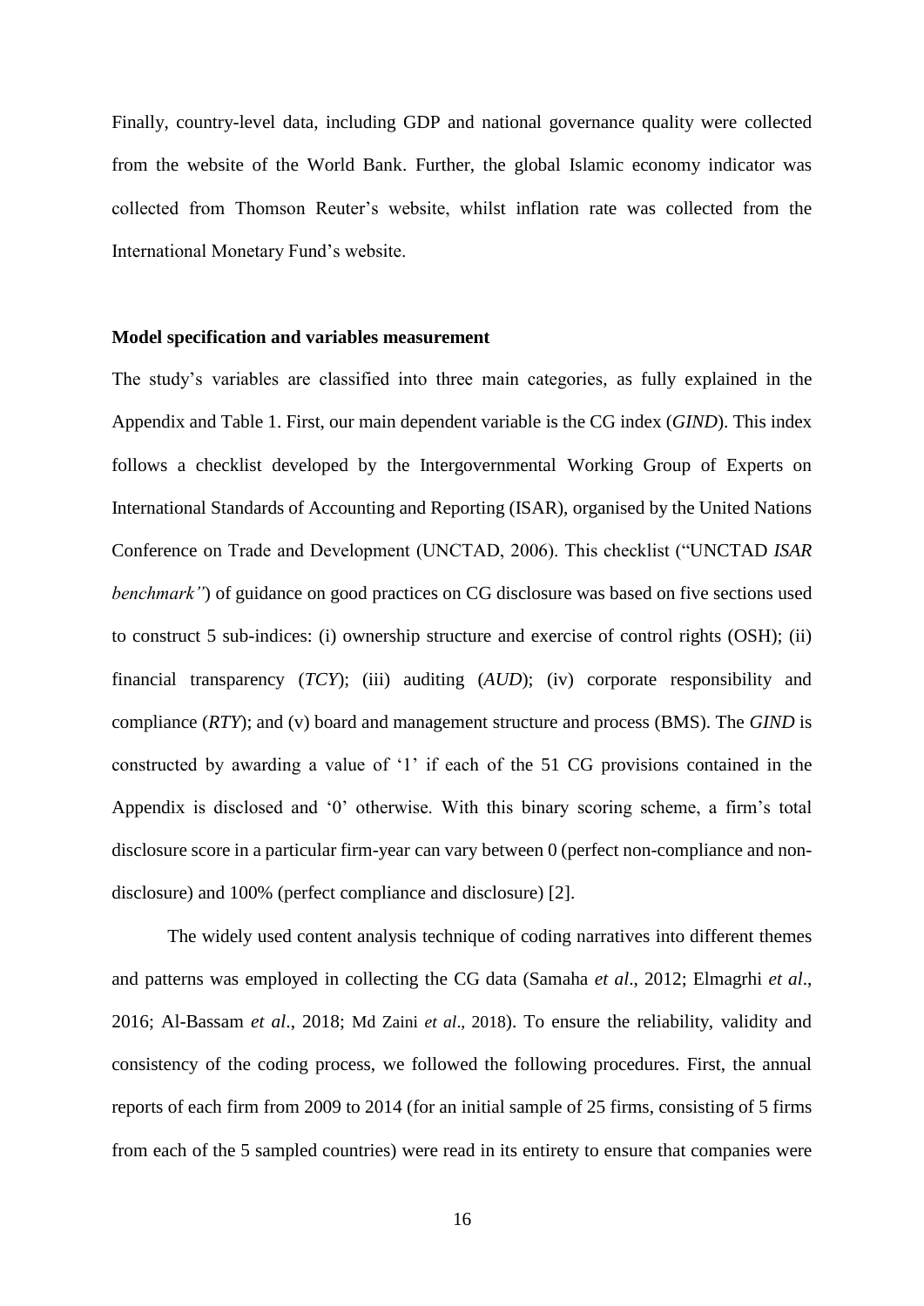Finally, country-level data, including GDP and national governance quality were collected from the website of the World Bank. Further, the global Islamic economy indicator was collected from Thomson Reuter's website, whilst inflation rate was collected from the International Monetary Fund's website.

**Model specification and variables measurement**

The study's variables are classified into three main categories, as fully explained in the Appendix and Table 1. First, our main dependent variable is the CG index (*GIND*). This index follows a checklist developed by the Intergovernmental Working Group of Experts on International Standards of Accounting and Reporting (ISAR), organised by the United Nations Conference on Trade and Development (UNCTAD, 2006). This checklist ("UNCTAD *ISAR benchmark"*) of guidance on good practices on CG disclosure was based on five sections used to construct 5 sub-indices: (i) ownership structure and exercise of control rights (OSH); (ii) financial transparency (*TCY*); (iii) auditing (*AUD*); (iv) corporate responsibility and compliance (*RTY*); and (v) board and management structure and process (BMS). The *GIND* is constructed by awarding a value of '1' if each of the 51 CG provisions contained in the Appendix is disclosed and '0' otherwise. With this binary scoring scheme, a firm's total disclosure score in a particular firm-year can vary between 0 (perfect non-compliance and non-disclosure) and 100% (perfect compliance and disclosure) [2].

The widely used content analysis technique of coding narratives into different themes and patterns was employed in collecting the CG data (Samaha *et al*., 2012; Elmagrhi *et al*., 2016; Al-Bassam *et al*., 2018; Md Zaini *et al*., 2018). To ensure the reliability, validity and consistency of the coding process, we followed the following procedures. First, the annual reports of each firm from 2009 to 2014 (for an initial sample of 25 firms, consisting of 5 firms from each of the 5 sampled countries) were read in its entirety to ensure that companies were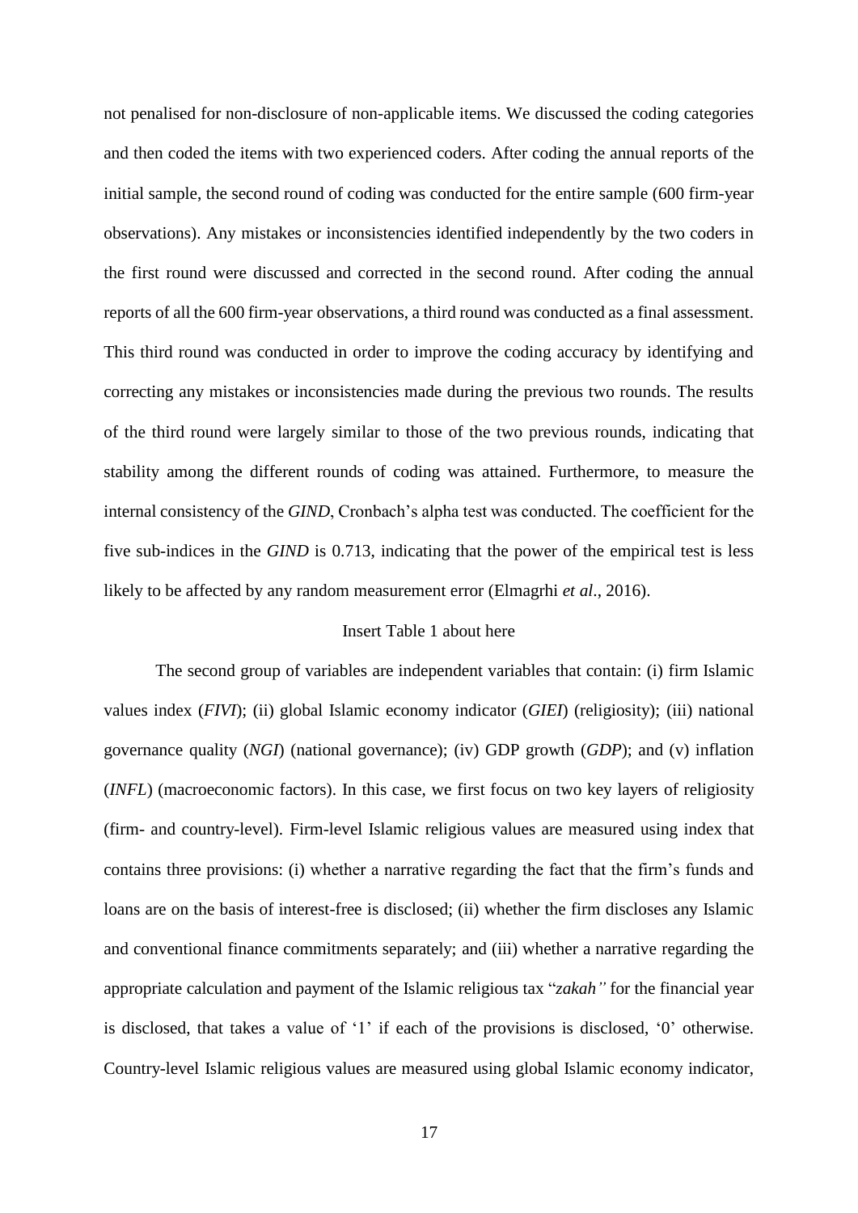not penalised for non-disclosure of non-applicable items. We discussed the coding categories and then coded the items with two experienced coders. After coding the annual reports of the initial sample, the second round of coding was conducted for the entire sample (600 firm-year observations). Any mistakes or inconsistencies identified independently by the two coders in the first round were discussed and corrected in the second round. After coding the annual reports of all the 600 firm-year observations, a third round was conducted as a final assessment. This third round was conducted in order to improve the coding accuracy by identifying and correcting any mistakes or inconsistencies made during the previous two rounds. The results of the third round were largely similar to those of the two previous rounds, indicating that stability among the different rounds of coding was attained. Furthermore, to measure the internal consistency of the *GIND*, Cronbach's alpha test was conducted. The coefficient for the five sub-indices in the *GIND* is 0.713, indicating that the power of the empirical test is less likely to be affected by any random measurement error (Elmagrhi *et al*., 2016).

Insert Table 1 about here

The second group of variables are independent variables that contain: (i) firm Islamic values index (*FIVI*); (ii) global Islamic economy indicator (*GIEI*) (religiosity); (iii) national governance quality (*NGI*) (national governance); (iv) GDP growth (*GDP*); and (v) inflation (*INFL*) (macroeconomic factors). In this case, we first focus on two key layers of religiosity (firm- and country-level). Firm-level Islamic religious values are measured using index that contains three provisions: (i) whether a narrative regarding the fact that the firm's funds and loans are on the basis of interest-free is disclosed; (ii) whether the firm discloses any Islamic and conventional finance commitments separately; and (iii) whether a narrative regarding the appropriate calculation and payment of the Islamic religious tax "*zakah"* for the financial year is disclosed, that takes a value of '1' if each of the provisions is disclosed, '0' otherwise. Country-level Islamic religious values are measured using global Islamic economy indicator,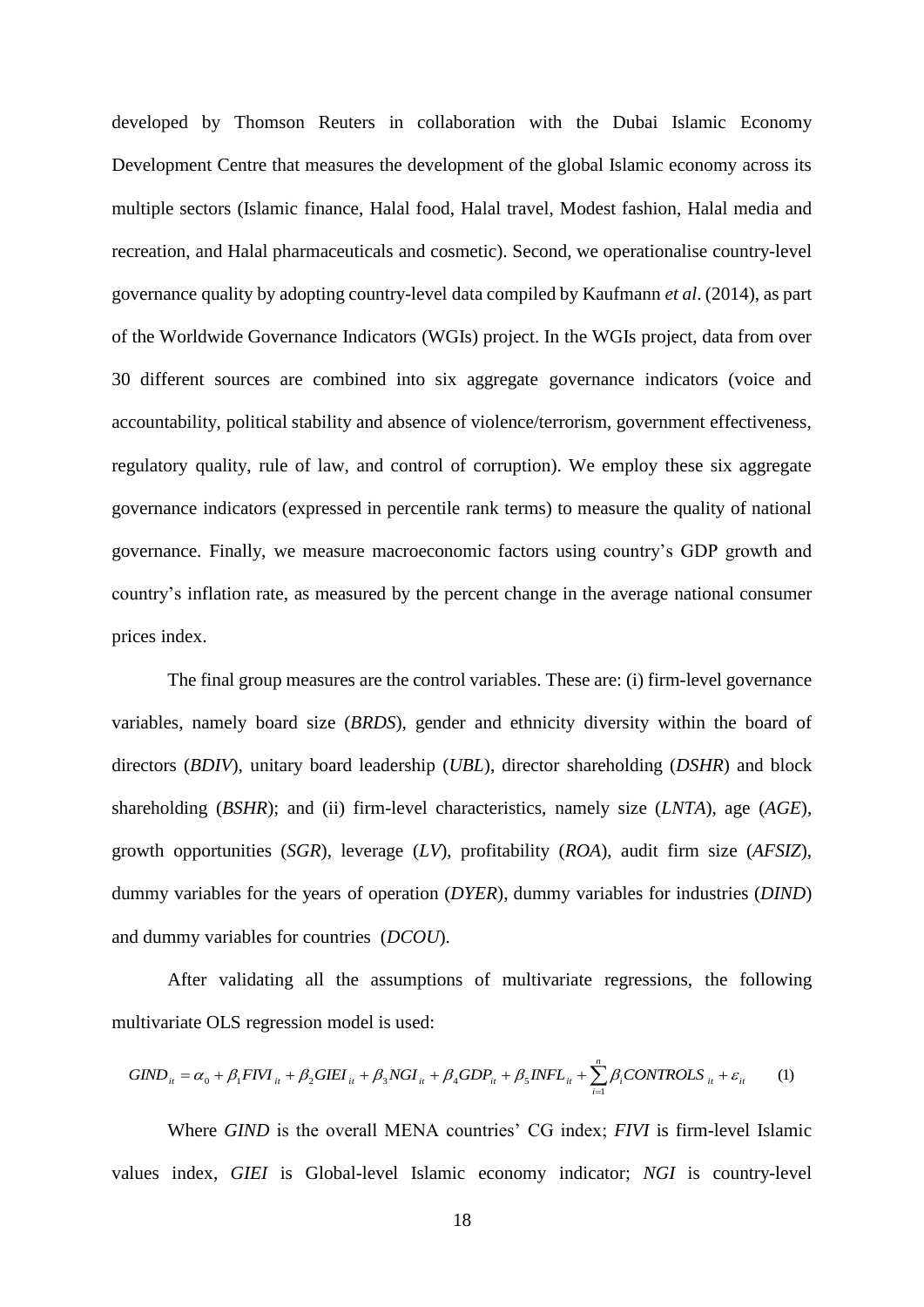developed by Thomson Reuters in collaboration with the Dubai Islamic Economy Development Centre that measures the development of the global Islamic economy across its multiple sectors (Islamic finance, Halal food, Halal travel, Modest fashion, Halal media and recreation, and Halal pharmaceuticals and cosmetic). Second, we operationalise country-level governance quality by adopting country-level data compiled by Kaufmann *et al*. (2014), as part of the Worldwide Governance Indicators (WGIs) project. In the WGIs project, data from over 30 different sources are combined into six aggregate governance indicators (voice and accountability, political stability and absence of violence/terrorism, government effectiveness, regulatory quality, rule of law, and control of corruption). We employ these six aggregate governance indicators (expressed in percentile rank terms) to measure the quality of national governance. Finally, we measure macroeconomic factors using country's GDP growth and country's inflation rate, as measured by the percent change in the average national consumer prices index.

The final group measures are the control variables. These are: (i) firm-level governance variables, namely board size (*BRDS*), gender and ethnicity diversity within the board of directors (*BDIV*), unitary board leadership (*UBL*), director shareholding (*DSHR*) and block shareholding (*BSHR*); and (ii) firm-level characteristics, namely size (*LNTA*), age (*AGE*), growth opportunities (*SGR*), leverage (*LV*), profitability (*ROA*), audit firm size (*AFSIZ*), dummy variables for the years of operation (*DYER*), dummy variables for industries (*DIND*) and dummy variables for countries (*DCOU*).

After validating all the assumptions of multivariate regressions, the following multivariate OLS regression model is used:

$$GIND_{it} = \alpha_0 + \beta_1 FIVI_{it} + \beta_2 GIEI_{it} + \beta_3 NGI_{it} + \beta_4 GDP_{it} + \beta_5 INFL_{it} + \sum_{i=1}^{n} \beta_i CONTROLS_{it} + \varepsilon_{it} \qquad (1)$$

Where *GIND* is the overall MENA countries' CG index; *FIVI* is firm-level Islamic values index, *GIEI* is Global-level Islamic economy indicator; *NGI* is country-level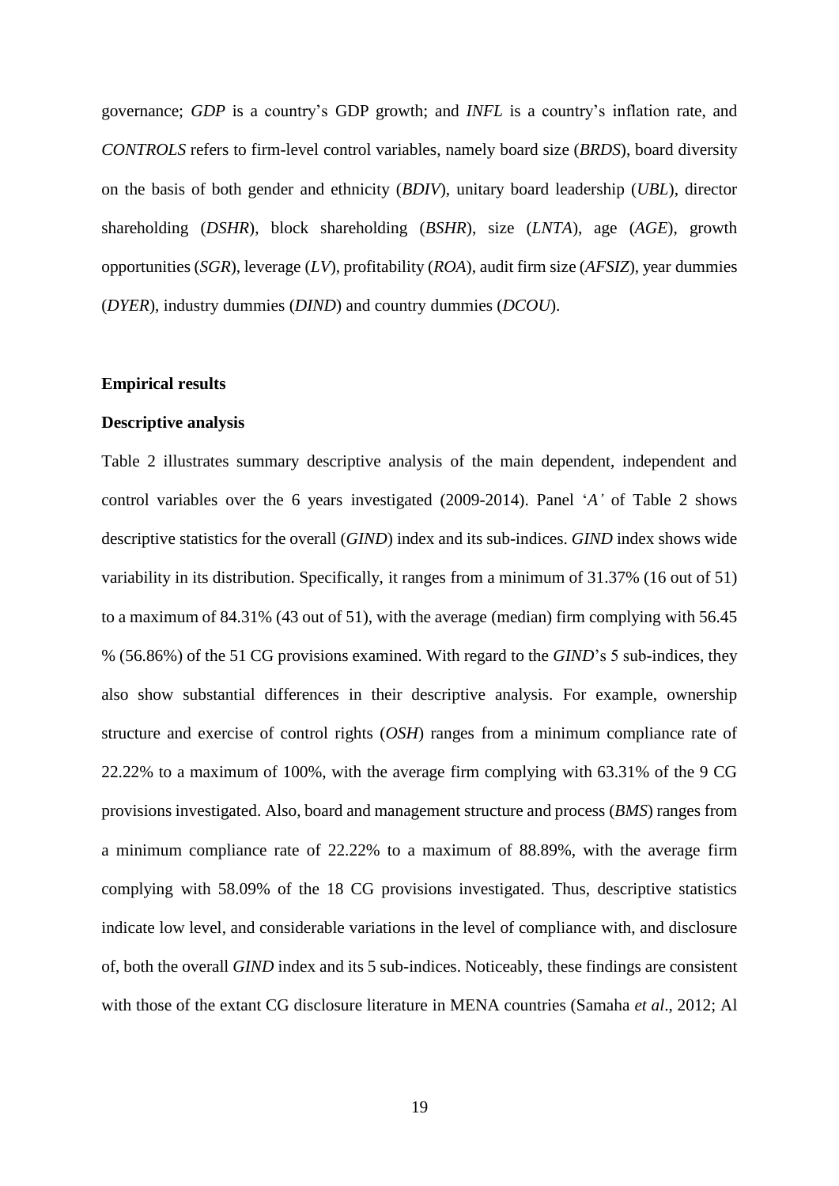governance; *GDP* is a country's GDP growth; and *INFL* is a country's inflation rate, and *CONTROLS* refers to firm-level control variables, namely board size (*BRDS*), board diversity on the basis of both gender and ethnicity (*BDIV*), unitary board leadership (*UBL*), director shareholding (*DSHR*), block shareholding (*BSHR*), size (*LNTA*), age (*AGE*), growth opportunities (*SGR*), leverage (*LV*), profitability (*ROA*), audit firm size (*AFSIZ*), year dummies (*DYER*), industry dummies (*DIND*) and country dummies (*DCOU*).

**Empirical results**

**Descriptive analysis**

Table 2 illustrates summary descriptive analysis of the main dependent, independent and control variables over the 6 years investigated (2009-2014). Panel '*A'* of Table 2 shows descriptive statistics for the overall (*GIND*) index and its sub-indices. *GIND* index shows wide variability in its distribution. Specifically, it ranges from a minimum of 31.37% (16 out of 51) to a maximum of 84.31% (43 out of 51), with the average (median) firm complying with 56.45 % (56.86%) of the 51 CG provisions examined. With regard to the *GIND*'s 5 sub-indices, they also show substantial differences in their descriptive analysis. For example, ownership structure and exercise of control rights (*OSH*) ranges from a minimum compliance rate of 22.22% to a maximum of 100%, with the average firm complying with 63.31% of the 9 CG provisions investigated. Also, board and management structure and process (*BMS*) ranges from a minimum compliance rate of 22.22% to a maximum of 88.89%, with the average firm complying with 58.09% of the 18 CG provisions investigated. Thus, descriptive statistics indicate low level, and considerable variations in the level of compliance with, and disclosure of, both the overall *GIND* index and its 5 sub-indices. Noticeably, these findings are consistent with those of the extant CG disclosure literature in MENA countries (Samaha *et al*., 2012; Al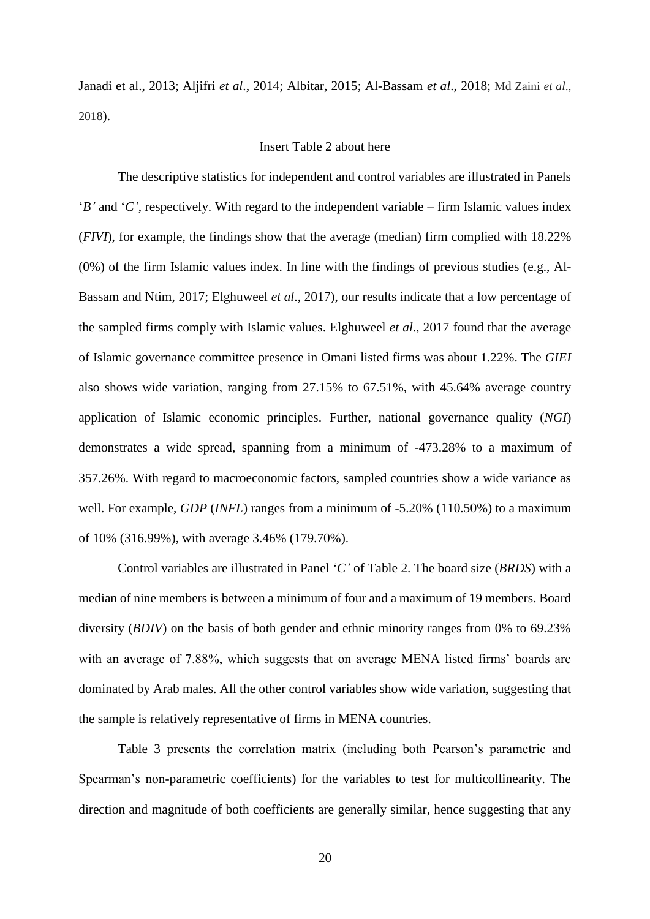Janadi et al., 2013; Aljifri *et al*., 2014; Albitar, 2015; Al-Bassam *et al*., 2018; Md Zaini *et al*., 2018).

Insert Table 2 about here

The descriptive statistics for independent and control variables are illustrated in Panels '*B'* and '*C'*, respectively. With regard to the independent variable – firm Islamic values index (*FIVI*), for example, the findings show that the average (median) firm complied with 18.22% (0%) of the firm Islamic values index. In line with the findings of previous studies (e.g., Al-Bassam and Ntim, 2017; Elghuweel *et al*., 2017), our results indicate that a low percentage of the sampled firms comply with Islamic values. Elghuweel *et al*., 2017 found that the average of Islamic governance committee presence in Omani listed firms was about 1.22%. The *GIEI* also shows wide variation, ranging from 27.15% to 67.51%, with 45.64% average country application of Islamic economic principles. Further, national governance quality (*NGI*) demonstrates a wide spread, spanning from a minimum of -473.28% to a maximum of 357.26%. With regard to macroeconomic factors, sampled countries show a wide variance as well. For example, *GDP* (*INFL*) ranges from a minimum of -5.20% (110.50%) to a maximum of 10% (316.99%), with average 3.46% (179.70%).

Control variables are illustrated in Panel '*C'* of Table 2. The board size (*BRDS*) with a median of nine members is between a minimum of four and a maximum of 19 members. Board diversity (*BDIV*) on the basis of both gender and ethnic minority ranges from 0% to 69.23% with an average of 7.88%, which suggests that on average MENA listed firms' boards are dominated by Arab males. All the other control variables show wide variation, suggesting that the sample is relatively representative of firms in MENA countries.

Table 3 presents the correlation matrix (including both Pearson's parametric and Spearman's non-parametric coefficients) for the variables to test for multicollinearity. The direction and magnitude of both coefficients are generally similar, hence suggesting that any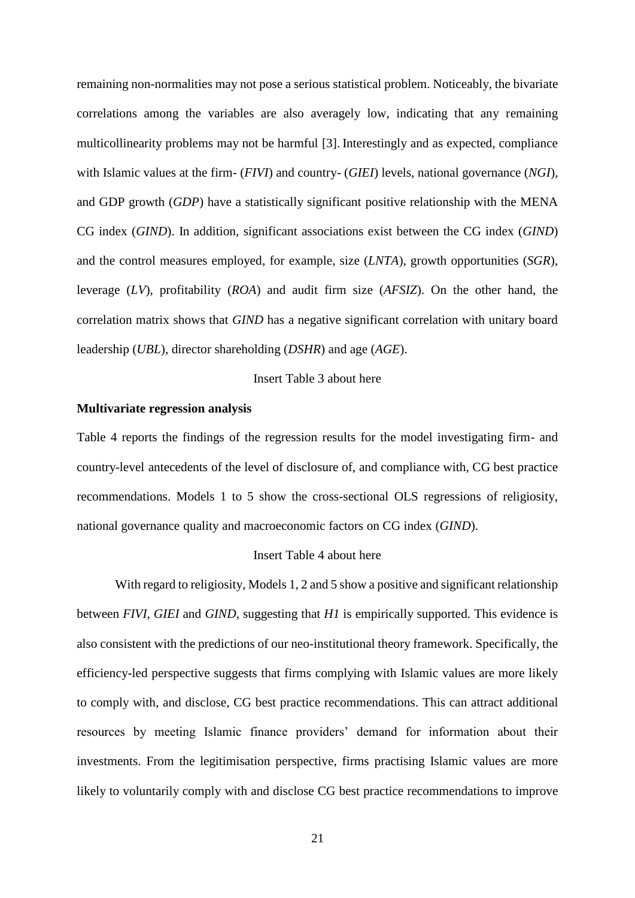remaining non-normalities may not pose a serious statistical problem. Noticeably, the bivariate correlations among the variables are also averagely low, indicating that any remaining multicollinearity problems may not be harmful [3]. Interestingly and as expected, compliance with Islamic values at the firm- (*FIVI*) and country- (*GIEI*) levels, national governance (*NGI*), and GDP growth (*GDP*) have a statistically significant positive relationship with the MENA CG index (*GIND*). In addition, significant associations exist between the CG index (*GIND*) and the control measures employed, for example, size (*LNTA*), growth opportunities (*SGR*), leverage (*LV*), profitability (*ROA*) and audit firm size (*AFSIZ*). On the other hand, the correlation matrix shows that *GIND* has a negative significant correlation with unitary board leadership (*UBL*), director shareholding (*DSHR*) and age (*AGE*).

Insert Table 3 about here

**Multivariate regression analysis**

Table 4 reports the findings of the regression results for the model investigating firm- and country-level antecedents of the level of disclosure of, and compliance with, CG best practice recommendations. Models 1 to 5 show the cross-sectional OLS regressions of religiosity, national governance quality and macroeconomic factors on CG index (*GIND*).

Insert Table 4 about here

With regard to religiosity, Models 1, 2 and 5 show a positive and significant relationship between *FIVI*, *GIEI* and *GIND*, suggesting that *H1* is empirically supported. This evidence is also consistent with the predictions of our neo-institutional theory framework. Specifically, the efficiency-led perspective suggests that firms complying with Islamic values are more likely to comply with, and disclose, CG best practice recommendations. This can attract additional resources by meeting Islamic finance providers' demand for information about their investments. From the legitimisation perspective, firms practising Islamic values are more likely to voluntarily comply with and disclose CG best practice recommendations to improve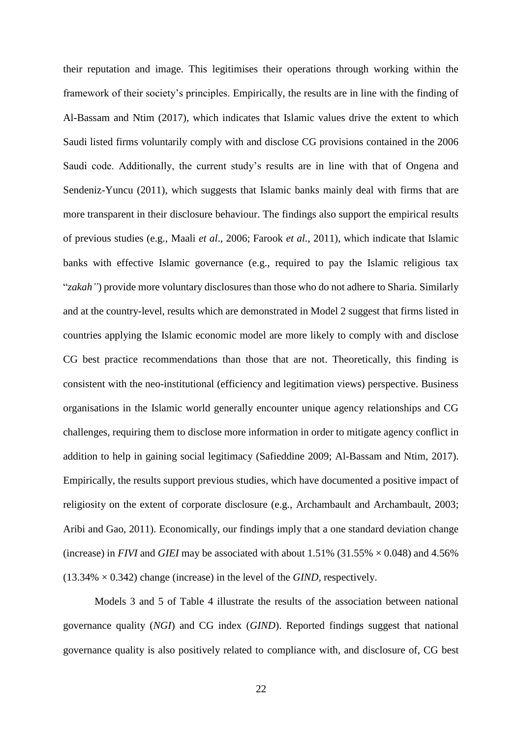their reputation and image. This legitimises their operations through working within the framework of their society's principles. Empirically, the results are in line with the finding of Al-Bassam and Ntim (2017), which indicates that Islamic values drive the extent to which Saudi listed firms voluntarily comply with and disclose CG provisions contained in the 2006 Saudi code. Additionally, the current study's results are in line with that of Ongena and Sendeniz-Yuncu (2011), which suggests that Islamic banks mainly deal with firms that are more transparent in their disclosure behaviour. The findings also support the empirical results of previous studies (e.g., Maali *et al*., 2006; Farook *et al.*, 2011), which indicate that Islamic banks with effective Islamic governance (e.g., required to pay the Islamic religious tax "*zakah"*) provide more voluntary disclosures than those who do not adhere to Sharia. Similarly and at the country-level, results which are demonstrated in Model 2 suggest that firms listed in countries applying the Islamic economic model are more likely to comply with and disclose CG best practice recommendations than those that are not. Theoretically, this finding is consistent with the neo-institutional (efficiency and legitimation views) perspective. Business organisations in the Islamic world generally encounter unique agency relationships and CG challenges, requiring them to disclose more information in order to mitigate agency conflict in addition to help in gaining social legitimacy (Safieddine 2009; Al-Bassam and Ntim, 2017). Empirically, the results support previous studies, which have documented a positive impact of religiosity on the extent of corporate disclosure (e.g., Archambault and Archambault, 2003; Aribi and Gao, 2011). Economically, our findings imply that a one standard deviation change (increase) in *FIVI* and *GIEI* may be associated with about 1.51% (31.55% × 0.048) and 4.56% (13.34% × 0.342) change (increase) in the level of the *GIND*, respectively.

Models 3 and 5 of Table 4 illustrate the results of the association between national governance quality (*NGI*) and CG index (*GIND*). Reported findings suggest that national governance quality is also positively related to compliance with, and disclosure of, CG best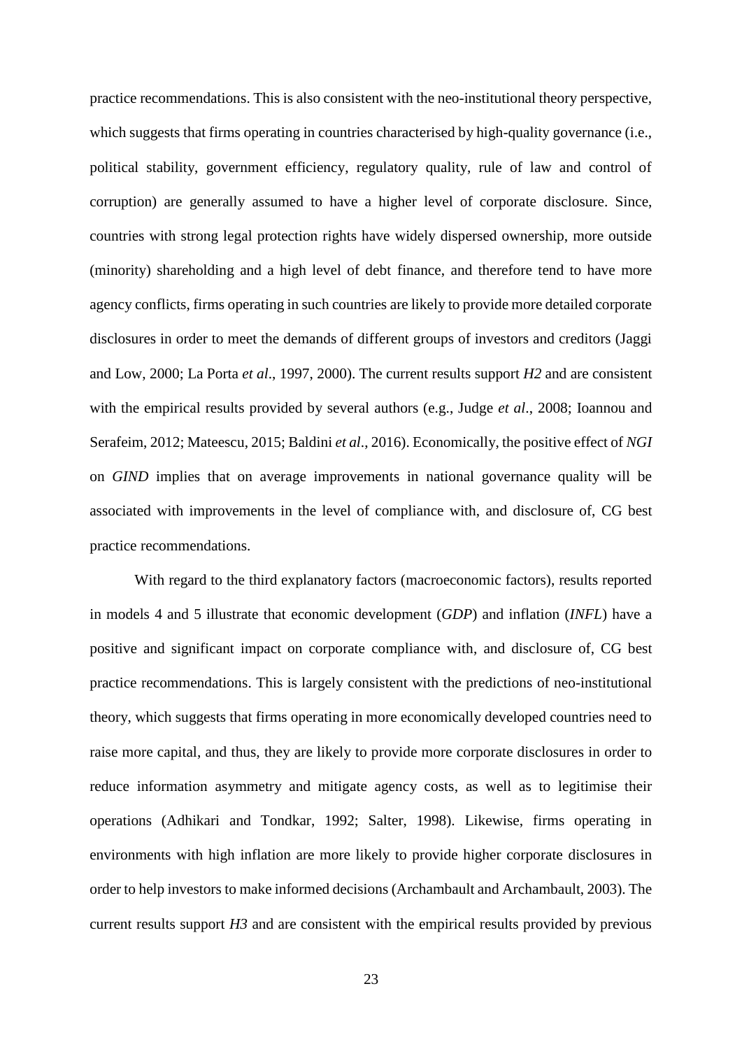practice recommendations. This is also consistent with the neo-institutional theory perspective, which suggests that firms operating in countries characterised by high-quality governance (i.e., political stability, government efficiency, regulatory quality, rule of law and control of corruption) are generally assumed to have a higher level of corporate disclosure. Since, countries with strong legal protection rights have widely dispersed ownership, more outside (minority) shareholding and a high level of debt finance, and therefore tend to have more agency conflicts, firms operating in such countries are likely to provide more detailed corporate disclosures in order to meet the demands of different groups of investors and creditors (Jaggi and Low, 2000; La Porta *et al*., 1997, 2000). The current results support *H2* and are consistent with the empirical results provided by several authors (e.g., Judge *et al*., 2008; Ioannou and Serafeim, 2012; Mateescu, 2015; Baldini *et al*., 2016). Economically, the positive effect of *NGI* on *GIND* implies that on average improvements in national governance quality will be associated with improvements in the level of compliance with, and disclosure of, CG best practice recommendations.

With regard to the third explanatory factors (macroeconomic factors), results reported in models 4 and 5 illustrate that economic development (*GDP*) and inflation (*INFL*) have a positive and significant impact on corporate compliance with, and disclosure of, CG best practice recommendations. This is largely consistent with the predictions of neo-institutional theory, which suggests that firms operating in more economically developed countries need to raise more capital, and thus, they are likely to provide more corporate disclosures in order to reduce information asymmetry and mitigate agency costs, as well as to legitimise their operations (Adhikari and Tondkar, 1992; Salter, 1998). Likewise, firms operating in environments with high inflation are more likely to provide higher corporate disclosures in order to help investors to make informed decisions (Archambault and Archambault, 2003). The current results support *H3* and are consistent with the empirical results provided by previous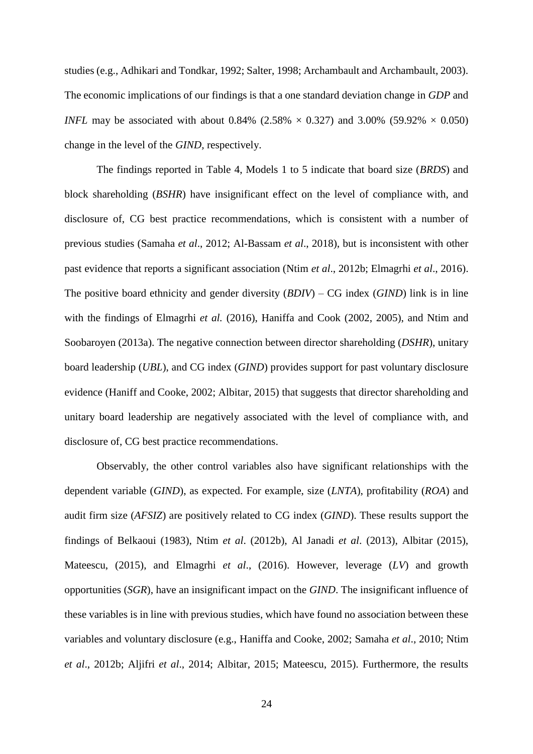studies (e.g., Adhikari and Tondkar, 1992; Salter, 1998; Archambault and Archambault, 2003). The economic implications of our findings is that a one standard deviation change in *GDP* and *INFL* may be associated with about 0.84% (2.58% × 0.327) and 3.00% (59.92% × 0.050) change in the level of the *GIND*, respectively.

The findings reported in Table 4, Models 1 to 5 indicate that board size (*BRDS*) and block shareholding (*BSHR*) have insignificant effect on the level of compliance with, and disclosure of, CG best practice recommendations, which is consistent with a number of previous studies (Samaha *et al*., 2012; Al-Bassam *et al*., 2018), but is inconsistent with other past evidence that reports a significant association (Ntim *et al*., 2012b; Elmagrhi *et al*., 2016). The positive board ethnicity and gender diversity (*BDIV*) – CG index (*GIND*) link is in line with the findings of Elmagrhi *et al.* (2016), Haniffa and Cook (2002, 2005), and Ntim and Soobaroyen (2013a). The negative connection between director shareholding (*DSHR*), unitary board leadership (*UBL*), and CG index (*GIND*) provides support for past voluntary disclosure evidence (Haniff and Cooke, 2002; Albitar, 2015) that suggests that director shareholding and unitary board leadership are negatively associated with the level of compliance with, and disclosure of, CG best practice recommendations.

Observably, the other control variables also have significant relationships with the dependent variable (*GIND*), as expected. For example, size (*LNTA*), profitability (*ROA*) and audit firm size (*AFSIZ*) are positively related to CG index (*GIND*). These results support the findings of Belkaoui (1983), Ntim *et al*. (2012b), Al Janadi *et al*. (2013), Albitar (2015), Mateescu, (2015), and Elmagrhi *et al*., (2016). However, leverage (*LV*) and growth opportunities (*SGR*), have an insignificant impact on the *GIND*. The insignificant influence of these variables is in line with previous studies, which have found no association between these variables and voluntary disclosure (e.g., Haniffa and Cooke, 2002; Samaha *et al*., 2010; Ntim *et al*., 2012b; Aljifri *et al*., 2014; Albitar, 2015; Mateescu, 2015). Furthermore, the results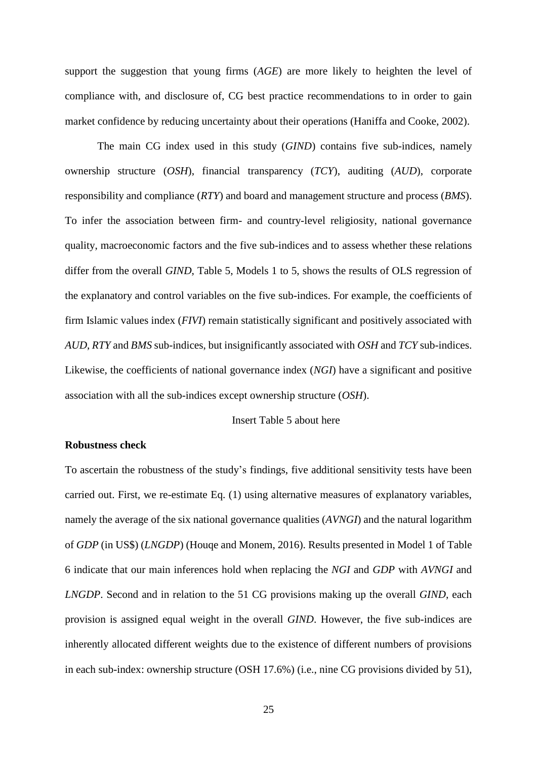support the suggestion that young firms (*AGE*) are more likely to heighten the level of compliance with, and disclosure of, CG best practice recommendations to in order to gain market confidence by reducing uncertainty about their operations (Haniffa and Cooke, 2002).

The main CG index used in this study (*GIND*) contains five sub-indices, namely ownership structure (*OSH*), financial transparency (*TCY*), auditing (*AUD*), corporate responsibility and compliance (*RTY*) and board and management structure and process (*BMS*). To infer the association between firm- and country-level religiosity, national governance quality, macroeconomic factors and the five sub-indices and to assess whether these relations differ from the overall *GIND*, Table 5, Models 1 to 5, shows the results of OLS regression of the explanatory and control variables on the five sub-indices. For example, the coefficients of firm Islamic values index (*FIVI*) remain statistically significant and positively associated with *AUD*, *RTY* and *BMS* sub-indices, but insignificantly associated with *OSH* and *TCY* sub-indices. Likewise, the coefficients of national governance index (*NGI*) have a significant and positive association with all the sub-indices except ownership structure (*OSH*).

Insert Table 5 about here

**Robustness check**

To ascertain the robustness of the study's findings, five additional sensitivity tests have been carried out. First, we re-estimate Eq. (1) using alternative measures of explanatory variables, namely the average of the six national governance qualities (*AVNGI*) and the natural logarithm of *GDP* (in US$) (*LNGDP*) (Houqe and Monem, 2016). Results presented in Model 1 of Table 6 indicate that our main inferences hold when replacing the *NGI* and *GDP* with *AVNGI* and *LNGDP*. Second and in relation to the 51 CG provisions making up the overall *GIND*, each provision is assigned equal weight in the overall *GIND*. However, the five sub-indices are inherently allocated different weights due to the existence of different numbers of provisions in each sub-index: ownership structure (OSH 17.6%) (i.e., nine CG provisions divided by 51),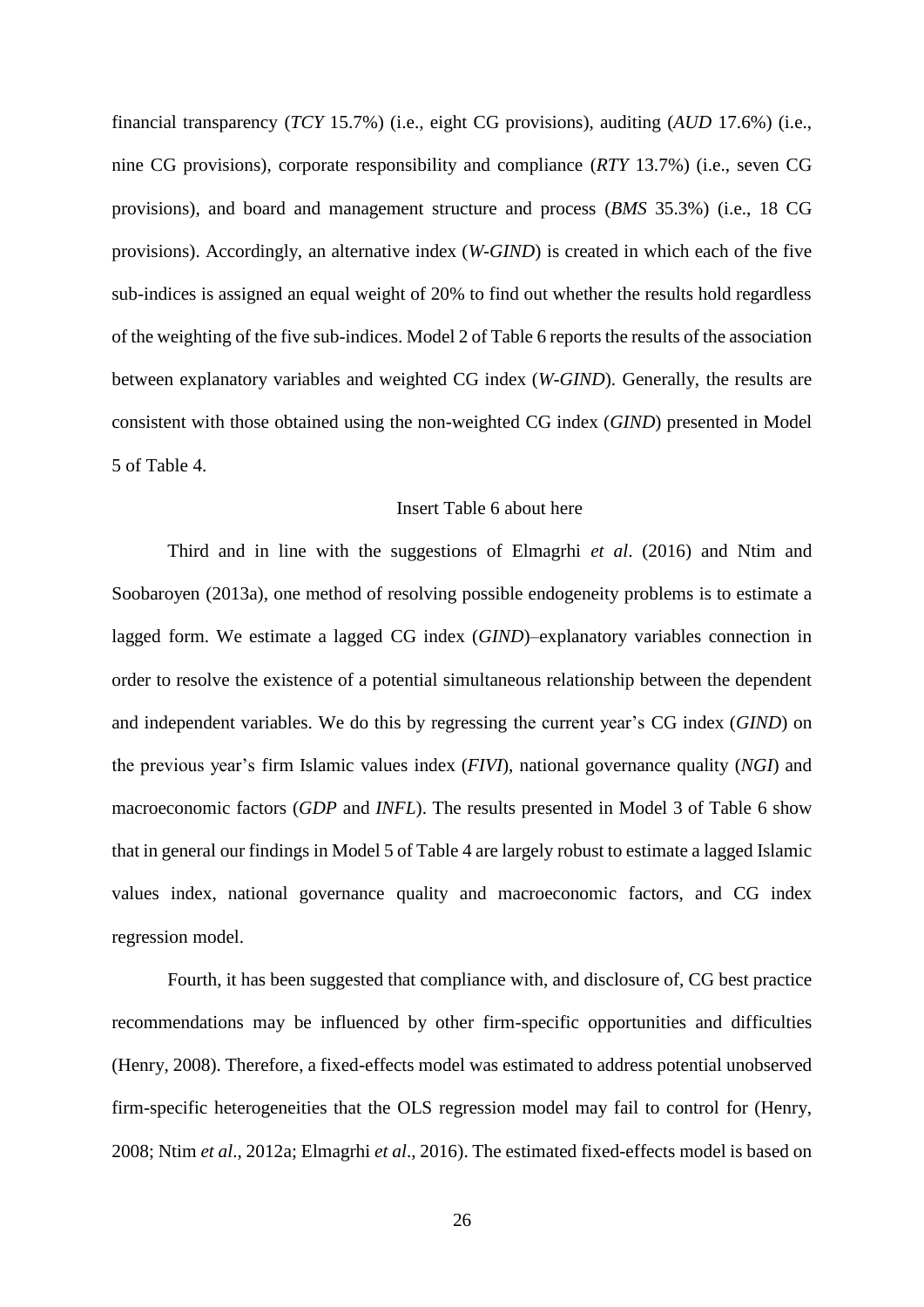financial transparency (*TCY* 15.7%) (i.e., eight CG provisions), auditing (*AUD* 17.6%) (i.e., nine CG provisions), corporate responsibility and compliance (*RTY* 13.7%) (i.e., seven CG provisions), and board and management structure and process (*BMS* 35.3%) (i.e., 18 CG provisions). Accordingly, an alternative index (*W-GIND*) is created in which each of the five sub-indices is assigned an equal weight of 20% to find out whether the results hold regardless of the weighting of the five sub-indices. Model 2 of Table 6 reports the results of the association between explanatory variables and weighted CG index (*W-GIND*). Generally, the results are consistent with those obtained using the non-weighted CG index (*GIND*) presented in Model 5 of Table 4.

Insert Table 6 about here

Third and in line with the suggestions of Elmagrhi *et al*. (2016) and Ntim and Soobaroyen (2013a), one method of resolving possible endogeneity problems is to estimate a lagged form. We estimate a lagged CG index (*GIND*)–explanatory variables connection in order to resolve the existence of a potential simultaneous relationship between the dependent and independent variables. We do this by regressing the current year's CG index (*GIND*) on the previous year's firm Islamic values index (*FIVI*), national governance quality (*NGI*) and macroeconomic factors (*GDP* and *INFL*). The results presented in Model 3 of Table 6 show that in general our findings in Model 5 of Table 4 are largely robust to estimate a lagged Islamic values index, national governance quality and macroeconomic factors, and CG index regression model.

Fourth, it has been suggested that compliance with, and disclosure of, CG best practice recommendations may be influenced by other firm-specific opportunities and difficulties (Henry, 2008). Therefore, a fixed-effects model was estimated to address potential unobserved firm-specific heterogeneities that the OLS regression model may fail to control for (Henry, 2008; Ntim *et al*., 2012a; Elmagrhi *et al*., 2016). The estimated fixed-effects model is based on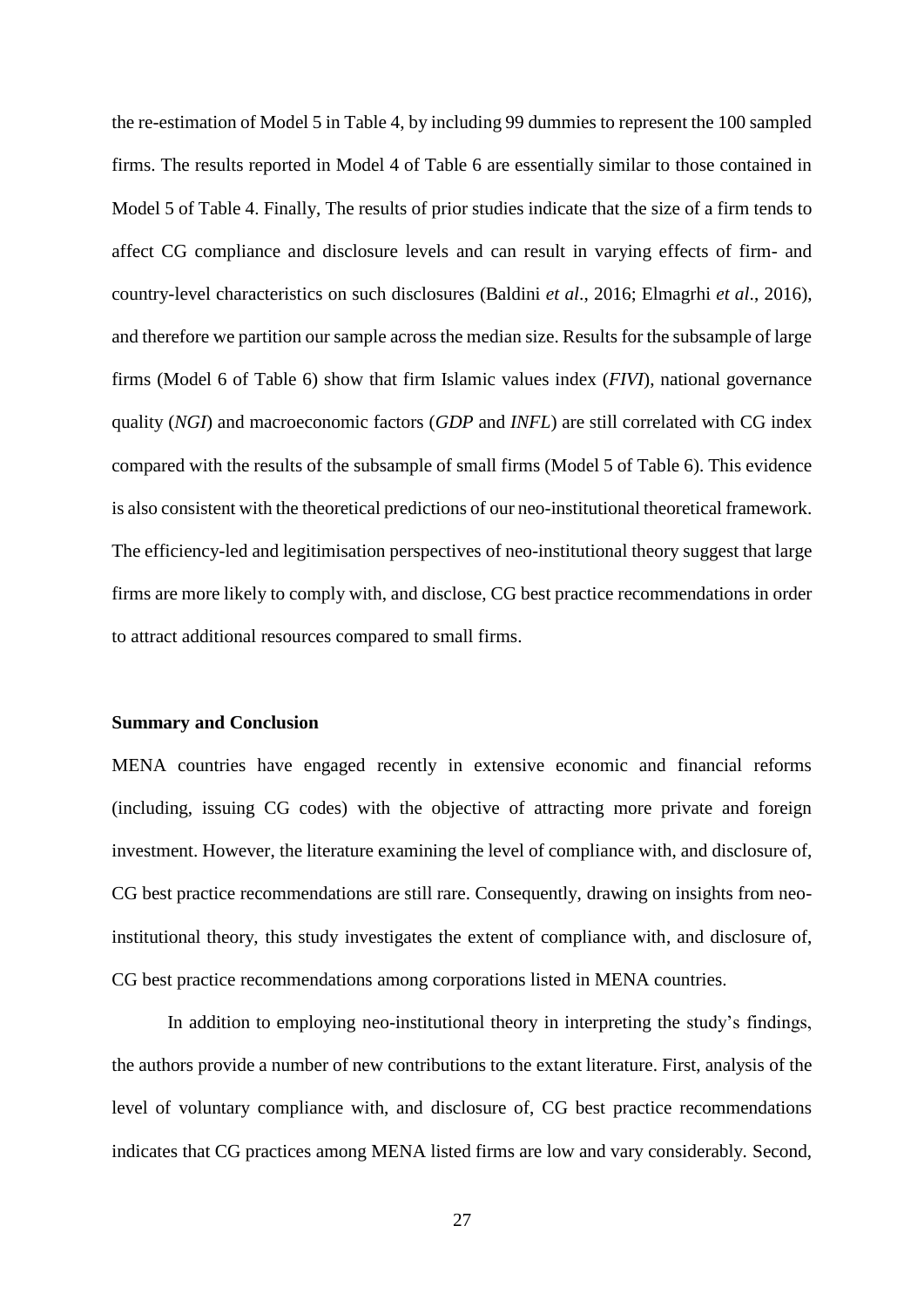the re-estimation of Model 5 in Table 4, by including 99 dummies to represent the 100 sampled firms. The results reported in Model 4 of Table 6 are essentially similar to those contained in Model 5 of Table 4. Finally, The results of prior studies indicate that the size of a firm tends to affect CG compliance and disclosure levels and can result in varying effects of firm- and country-level characteristics on such disclosures (Baldini *et al*., 2016; Elmagrhi *et al*., 2016), and therefore we partition our sample across the median size. Results for the subsample of large firms (Model 6 of Table 6) show that firm Islamic values index (*FIVI*), national governance quality (*NGI*) and macroeconomic factors (*GDP* and *INFL*) are still correlated with CG index compared with the results of the subsample of small firms (Model 5 of Table 6). This evidence is also consistent with the theoretical predictions of our neo-institutional theoretical framework. The efficiency-led and legitimisation perspectives of neo-institutional theory suggest that large firms are more likely to comply with, and disclose, CG best practice recommendations in order to attract additional resources compared to small firms.

## Summary and Conclusion

MENA countries have engaged recently in extensive economic and financial reforms (including, issuing CG codes) with the objective of attracting more private and foreign investment. However, the literature examining the level of compliance with, and disclosure of, CG best practice recommendations are still rare. Consequently, drawing on insights from neo-institutional theory, this study investigates the extent of compliance with, and disclosure of, CG best practice recommendations among corporations listed in MENA countries.

In addition to employing neo-institutional theory in interpreting the study's findings, the authors provide a number of new contributions to the extant literature. First, analysis of the level of voluntary compliance with, and disclosure of, CG best practice recommendations indicates that CG practices among MENA listed firms are low and vary considerably. Second,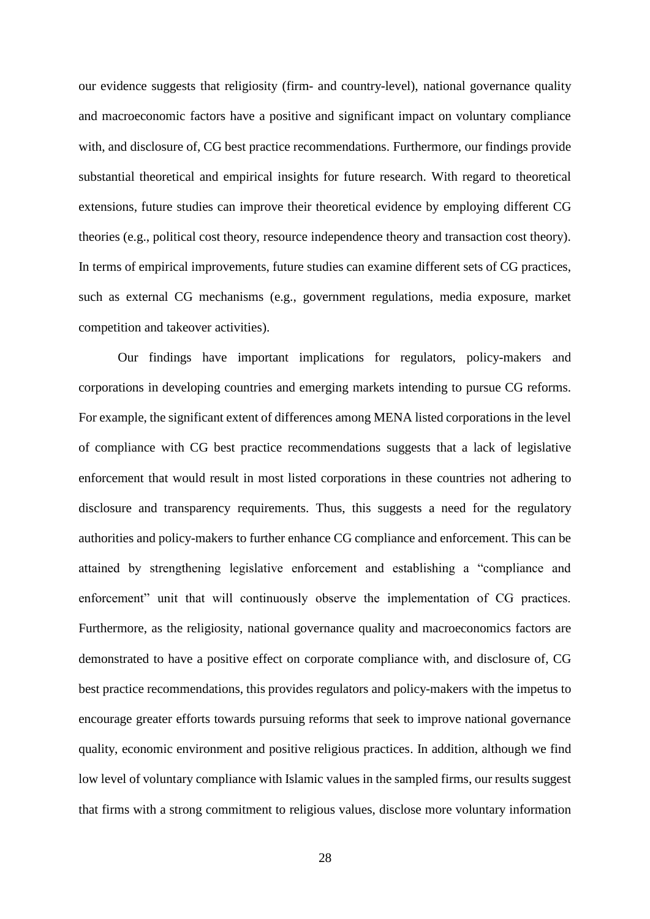our evidence suggests that religiosity (firm- and country-level), national governance quality and macroeconomic factors have a positive and significant impact on voluntary compliance with, and disclosure of, CG best practice recommendations. Furthermore, our findings provide substantial theoretical and empirical insights for future research. With regard to theoretical extensions, future studies can improve their theoretical evidence by employing different CG theories (e.g., political cost theory, resource independence theory and transaction cost theory). In terms of empirical improvements, future studies can examine different sets of CG practices, such as external CG mechanisms (e.g., government regulations, media exposure, market competition and takeover activities).

Our findings have important implications for regulators, policy-makers and corporations in developing countries and emerging markets intending to pursue CG reforms. For example, the significant extent of differences among MENA listed corporations in the level of compliance with CG best practice recommendations suggests that a lack of legislative enforcement that would result in most listed corporations in these countries not adhering to disclosure and transparency requirements. Thus, this suggests a need for the regulatory authorities and policy-makers to further enhance CG compliance and enforcement. This can be attained by strengthening legislative enforcement and establishing a "compliance and enforcement" unit that will continuously observe the implementation of CG practices. Furthermore, as the religiosity, national governance quality and macroeconomics factors are demonstrated to have a positive effect on corporate compliance with, and disclosure of, CG best practice recommendations, this provides regulators and policy-makers with the impetus to encourage greater efforts towards pursuing reforms that seek to improve national governance quality, economic environment and positive religious practices. In addition, although we find low level of voluntary compliance with Islamic values in the sampled firms, our results suggest that firms with a strong commitment to religious values, disclose more voluntary information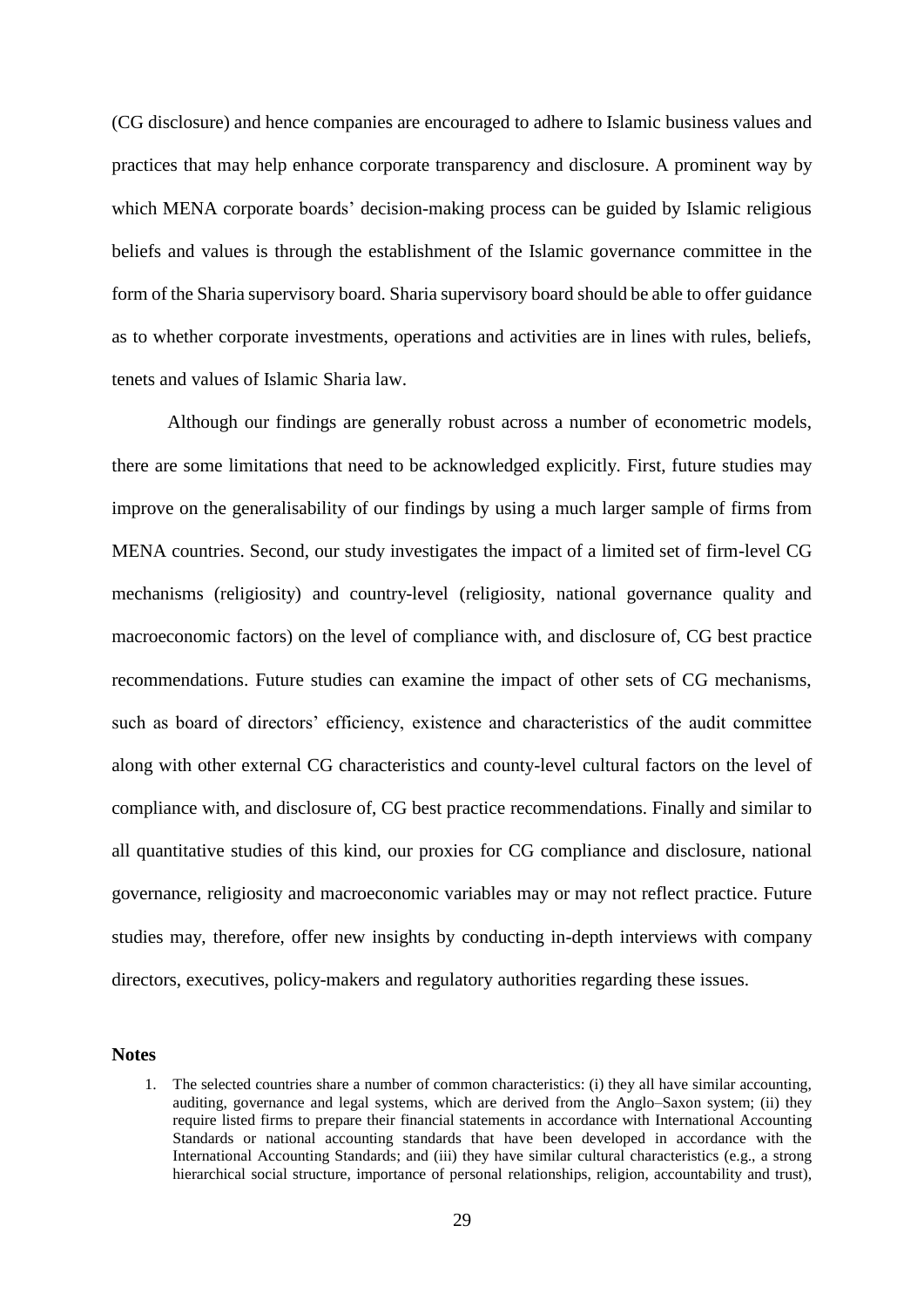(CG disclosure) and hence companies are encouraged to adhere to Islamic business values and practices that may help enhance corporate transparency and disclosure. A prominent way by which MENA corporate boards' decision-making process can be guided by Islamic religious beliefs and values is through the establishment of the Islamic governance committee in the form of the Sharia supervisory board. Sharia supervisory board should be able to offer guidance as to whether corporate investments, operations and activities are in lines with rules, beliefs, tenets and values of Islamic Sharia law.

Although our findings are generally robust across a number of econometric models, there are some limitations that need to be acknowledged explicitly. First, future studies may improve on the generalisability of our findings by using a much larger sample of firms from MENA countries. Second, our study investigates the impact of a limited set of firm-level CG mechanisms (religiosity) and country-level (religiosity, national governance quality and macroeconomic factors) on the level of compliance with, and disclosure of, CG best practice recommendations. Future studies can examine the impact of other sets of CG mechanisms, such as board of directors' efficiency, existence and characteristics of the audit committee along with other external CG characteristics and county-level cultural factors on the level of compliance with, and disclosure of, CG best practice recommendations. Finally and similar to all quantitative studies of this kind, our proxies for CG compliance and disclosure, national governance, religiosity and macroeconomic variables may or may not reflect practice. Future studies may, therefore, offer new insights by conducting in-depth interviews with company directors, executives, policy-makers and regulatory authorities regarding these issues.

**Notes**

1. The selected countries share a number of common characteristics: (i) they all have similar accounting, auditing, governance and legal systems, which are derived from the Anglo–Saxon system; (ii) they require listed firms to prepare their financial statements in accordance with International Accounting Standards or national accounting standards that have been developed in accordance with the International Accounting Standards; and (iii) they have similar cultural characteristics (e.g., a strong hierarchical social structure, importance of personal relationships, religion, accountability and trust),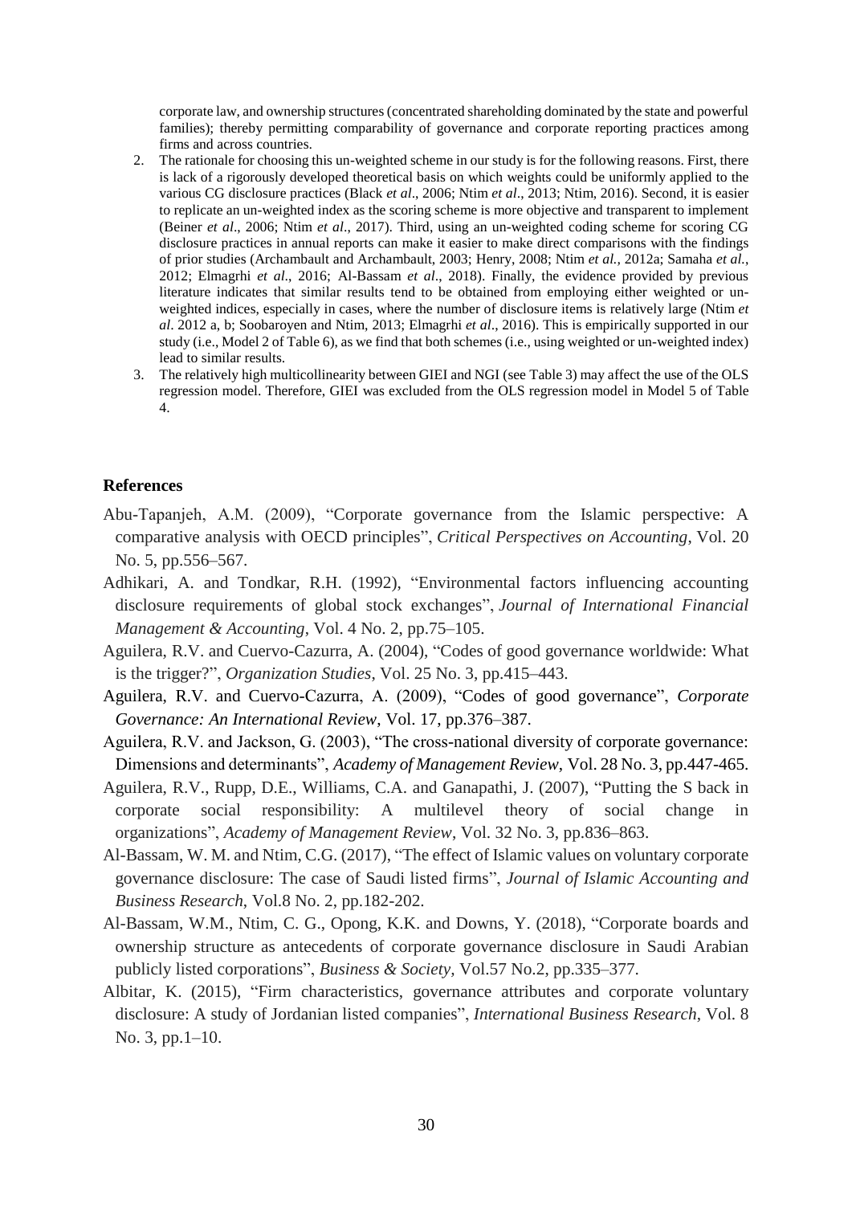corporate law, and ownership structures (concentrated shareholding dominated by the state and powerful families); thereby permitting comparability of governance and corporate reporting practices among firms and across countries.

2. The rationale for choosing this un-weighted scheme in our study is for the following reasons. First, there is lack of a rigorously developed theoretical basis on which weights could be uniformly applied to the various CG disclosure practices (Black *et al*., 2006; Ntim *et al*., 2013; Ntim, 2016). Second, it is easier to replicate an un-weighted index as the scoring scheme is more objective and transparent to implement (Beiner *et al*., 2006; Ntim *et al*., 2017). Third, using an un-weighted coding scheme for scoring CG disclosure practices in annual reports can make it easier to make direct comparisons with the findings of prior studies (Archambault and Archambault, 2003; Henry, 2008; Ntim *et al.,* 2012a; Samaha *et al.*, 2012; Elmagrhi *et al*., 2016; Al-Bassam *et al*., 2018). Finally, the evidence provided by previous literature indicates that similar results tend to be obtained from employing either weighted or un-weighted indices, especially in cases, where the number of disclosure items is relatively large (Ntim *et al*. 2012 a, b; Soobaroyen and Ntim, 2013; Elmagrhi *et al*., 2016). This is empirically supported in our study (i.e., Model 2 of Table 6), as we find that both schemes (i.e., using weighted or un-weighted index) lead to similar results.
3. The relatively high multicollinearity between GIEI and NGI (see Table 3) may affect the use of the OLS regression model. Therefore, GIEI was excluded from the OLS regression model in Model 5 of Table 4.

## References

Abu-Tapanjeh, A.M. (2009), "Corporate governance from the Islamic perspective: A comparative analysis with OECD principles", *Critical Perspectives on Accounting*, Vol. 20 No. 5, pp.556–567.

Adhikari, A. and Tondkar, R.H. (1992), "Environmental factors influencing accounting disclosure requirements of global stock exchanges", *Journal of International Financial Management & Accounting*, Vol. 4 No. 2, pp.75–105.

Aguilera, R.V. and Cuervo-Cazurra, A. (2004), "Codes of good governance worldwide: What is the trigger?", *Organization Studies*, Vol. 25 No. 3, pp.415–443.

Aguilera, R.V. and Cuervo-Cazurra, A. (2009), "Codes of good governance", *Corporate Governance: An International Review*, Vol. 17, pp.376–387.

Aguilera, R.V. and Jackson, G. (2003), "The cross-national diversity of corporate governance: Dimensions and determinants", *Academy of Management Review*, Vol. 28 No. 3, pp.447-465.

Aguilera, R.V., Rupp, D.E., Williams, C.A. and Ganapathi, J. (2007), "Putting the S back in corporate social responsibility: A multilevel theory of social change in organizations", *Academy of Management Review*, Vol. 32 No. 3, pp.836–863.

Al-Bassam, W. M. and Ntim, C.G. (2017), "The effect of Islamic values on voluntary corporate governance disclosure: The case of Saudi listed firms", *Journal of Islamic Accounting and Business Research*, Vol.8 No. 2, pp.182-202.

Al-Bassam, W.M., Ntim, C. G., Opong, K.K. and Downs, Y. (2018), "Corporate boards and ownership structure as antecedents of corporate governance disclosure in Saudi Arabian publicly listed corporations", *Business & Society*, Vol.57 No.2, pp.335–377.

Albitar, K. (2015), "Firm characteristics, governance attributes and corporate voluntary disclosure: A study of Jordanian listed companies", *International Business Research*, Vol. 8 No. 3, pp.1–10.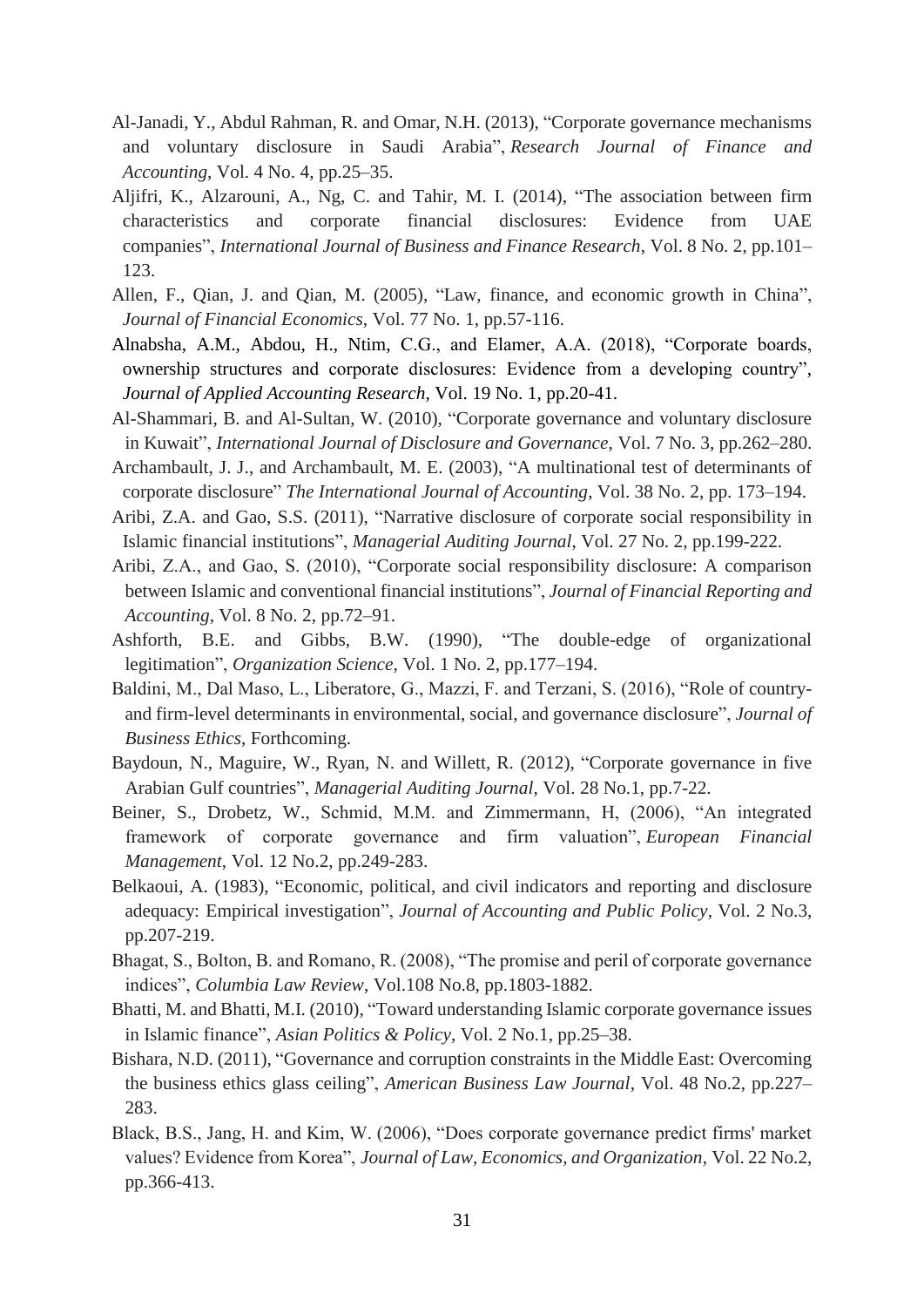Al-Janadi, Y., Abdul Rahman, R. and Omar, N.H. (2013), "Corporate governance mechanisms and voluntary disclosure in Saudi Arabia", *Research Journal of Finance and Accounting*, Vol. 4 No. 4, pp.25–35.

Aljifri, K., Alzarouni, A., Ng, C. and Tahir, M. I. (2014), "The association between firm characteristics and corporate financial disclosures: Evidence from UAE companies", *International Journal of Business and Finance Research*, Vol. 8 No. 2, pp.101–123.

Allen, F., Qian, J. and Qian, M. (2005), "Law, finance, and economic growth in China", *Journal of Financial Economics*, Vol. 77 No. 1, pp.57-116.

Alnabsha, A.M., Abdou, H., Ntim, C.G., and Elamer, A.A. (2018), "Corporate boards, ownership structures and corporate disclosures: Evidence from a developing country", *Journal of Applied Accounting Research*, Vol. 19 No. 1, pp.20-41.

Al-Shammari, B. and Al-Sultan, W. (2010), "Corporate governance and voluntary disclosure in Kuwait", *International Journal of Disclosure and Governance*, Vol. 7 No. 3, pp.262–280.

Archambault, J. J., and Archambault, M. E. (2003), "A multinational test of determinants of corporate disclosure" *The International Journal of Accounting*, Vol. 38 No. 2, pp. 173–194.

Aribi, Z.A. and Gao, S.S. (2011), "Narrative disclosure of corporate social responsibility in Islamic financial institutions", *Managerial Auditing Journal*, Vol. 27 No. 2, pp.199-222.

Aribi, Z.A., and Gao, S. (2010), "Corporate social responsibility disclosure: A comparison between Islamic and conventional financial institutions", *Journal of Financial Reporting and Accounting*, Vol. 8 No. 2, pp.72–91.

Ashforth, B.E. and Gibbs, B.W. (1990), "The double-edge of organizational legitimation", *Organization Science*, Vol. 1 No. 2, pp.177–194.

Baldini, M., Dal Maso, L., Liberatore, G., Mazzi, F. and Terzani, S. (2016), "Role of country- and firm-level determinants in environmental, social, and governance disclosure", *Journal of Business Ethics*, Forthcoming.

Baydoun, N., Maguire, W., Ryan, N. and Willett, R. (2012), "Corporate governance in five Arabian Gulf countries", *Managerial Auditing Journal*, Vol. 28 No.1, pp.7-22.

Beiner, S., Drobetz, W., Schmid, M.M. and Zimmermann, H, (2006), "An integrated framework of corporate governance and firm valuation", *European Financial Management*, Vol. 12 No.2, pp.249-283.

Belkaoui, A. (1983), "Economic, political, and civil indicators and reporting and disclosure adequacy: Empirical investigation", *Journal of Accounting and Public Policy*, Vol. 2 No.3, pp.207-219.

Bhagat, S., Bolton, B. and Romano, R. (2008), "The promise and peril of corporate governance indices", *Columbia Law Review*, Vol.108 No.8, pp.1803-1882.

Bhatti, M. and Bhatti, M.I. (2010), "Toward understanding Islamic corporate governance issues in Islamic finance", *Asian Politics & Policy*, Vol. 2 No.1, pp.25–38.

Bishara, N.D. (2011), "Governance and corruption constraints in the Middle East: Overcoming the business ethics glass ceiling", *American Business Law Journal*, Vol. 48 No.2, pp.227–283.

Black, B.S., Jang, H. and Kim, W. (2006), "Does corporate governance predict firms' market values? Evidence from Korea", *Journal of Law, Economics, and Organization*, Vol. 22 No.2, pp.366-413.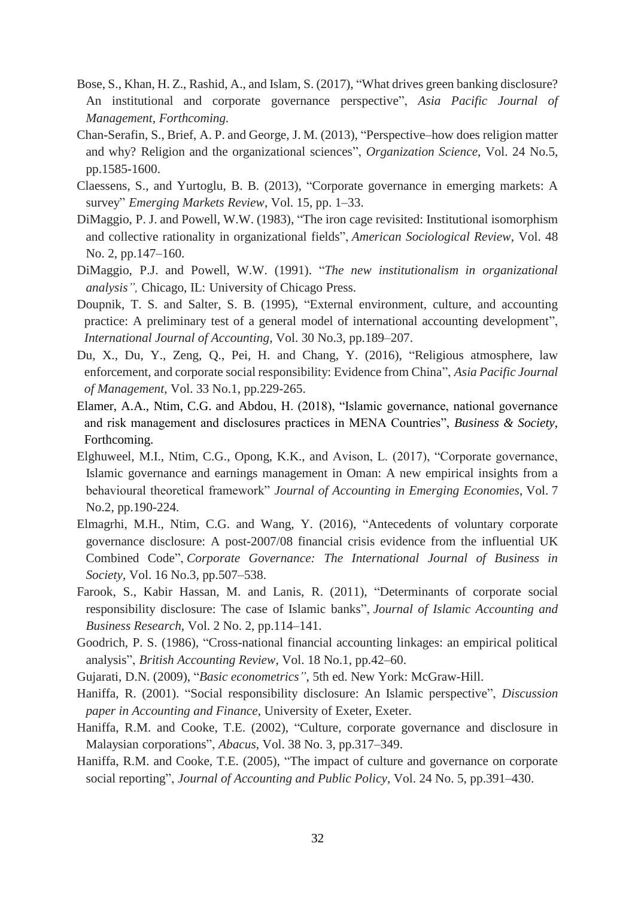Bose, S., Khan, H. Z., Rashid, A., and Islam, S. (2017), "What drives green banking disclosure? An institutional and corporate governance perspective", *Asia Pacific Journal of Management, Forthcoming.*

Chan-Serafin, S., Brief, A. P. and George, J. M. (2013), "Perspective–how does religion matter and why? Religion and the organizational sciences", *Organization Science*, Vol. 24 No.5, pp.1585-1600.

Claessens, S., and Yurtoglu, B. B. (2013), "Corporate governance in emerging markets: A survey" *Emerging Markets Review*, Vol. 15, pp. 1–33.

DiMaggio, P. J. and Powell, W.W. (1983), "The iron cage revisited: Institutional isomorphism and collective rationality in organizational fields", *American Sociological Review*, Vol. 48 No. 2, pp.147–160.

DiMaggio, P.J. and Powell, W.W. (1991). "*The new institutionalism in organizational analysis",* Chicago, IL: University of Chicago Press.

Doupnik, T. S. and Salter, S. B. (1995), "External environment, culture, and accounting practice: A preliminary test of a general model of international accounting development", *International Journal of Accounting*, Vol. 30 No.3, pp.189–207.

Du, X., Du, Y., Zeng, Q., Pei, H. and Chang, Y. (2016), "Religious atmosphere, law enforcement, and corporate social responsibility: Evidence from China", *Asia Pacific Journal of Management*, Vol. 33 No.1, pp.229-265.

Elamer, A.A., Ntim, C.G. and Abdou, H. (2018), "Islamic governance, national governance and risk management and disclosures practices in MENA Countries", *Business & Society*, Forthcoming.

Elghuweel, M.I., Ntim, C.G., Opong, K.K., and Avison, L. (2017), "Corporate governance, Islamic governance and earnings management in Oman: A new empirical insights from a behavioural theoretical framework" *Journal of Accounting in Emerging Economies*, Vol. 7 No.2, pp.190-224.

Elmagrhi, M.H., Ntim, C.G. and Wang, Y. (2016), "Antecedents of voluntary corporate governance disclosure: A post-2007/08 financial crisis evidence from the influential UK Combined Code", *Corporate Governance: The International Journal of Business in Society*, Vol. 16 No.3, pp.507–538.

Farook, S., Kabir Hassan, M. and Lanis, R. (2011), "Determinants of corporate social responsibility disclosure: The case of Islamic banks", *Journal of Islamic Accounting and Business Research*, Vol. 2 No. 2, pp.114–141.

Goodrich, P. S. (1986), "Cross-national financial accounting linkages: an empirical political analysis", *British Accounting Review*, Vol. 18 No.1, pp.42–60.

Gujarati, D.N. (2009), "*Basic econometrics"*, 5th ed. New York: McGraw-Hill.

Haniffa, R. (2001). "Social responsibility disclosure: An Islamic perspective", *Discussion paper in Accounting and Finance*, University of Exeter, Exeter.

Haniffa, R.M. and Cooke, T.E. (2002), "Culture, corporate governance and disclosure in Malaysian corporations", *Abacus*, Vol. 38 No. 3, pp.317–349.

Haniffa, R.M. and Cooke, T.E. (2005), "The impact of culture and governance on corporate social reporting", *Journal of Accounting and Public Policy*, Vol. 24 No. 5, pp.391–430.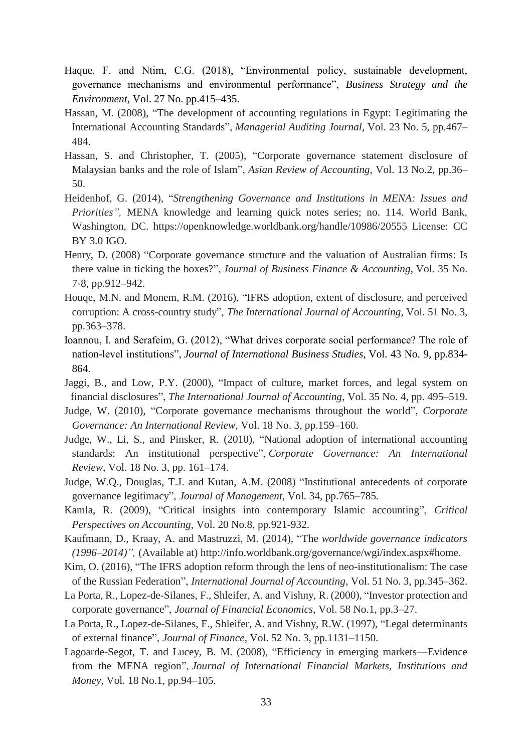Haque, F. and Ntim, C.G. (2018), "Environmental policy, sustainable development, governance mechanisms and environmental performance", *Business Strategy and the Environment*, Vol. 27 No. pp.415–435.

Hassan, M. (2008), "The development of accounting regulations in Egypt: Legitimating the International Accounting Standards", *Managerial Auditing Journal*, Vol. 23 No. 5, pp.467–484.

Hassan, S. and Christopher, T. (2005), "Corporate governance statement disclosure of Malaysian banks and the role of Islam", *Asian Review of Accounting*, Vol. 13 No.2, pp.36–50.

Heidenhof, G. (2014), "*Strengthening Governance and Institutions in MENA: Issues and Priorities",* MENA knowledge and learning quick notes series; no. 114. World Bank, Washington, DC. https://openknowledge.worldbank.org/handle/10986/20555 License: CC BY 3.0 IGO.

Henry, D. (2008) "Corporate governance structure and the valuation of Australian firms: Is there value in ticking the boxes?", *Journal of Business Finance & Accounting*, Vol. 35 No. 7-8, pp.912–942.

Houqe, M.N. and Monem, R.M. (2016), "IFRS adoption, extent of disclosure, and perceived corruption: A cross-country study", *The International Journal of Accounting*, Vol. 51 No. 3, pp.363–378.

Ioannou, I. and Serafeim, G. (2012), "What drives corporate social performance? The role of nation-level institutions", *Journal of International Business Studies*, Vol. 43 No. 9, pp.834-864.

Jaggi, B., and Low, P.Y. (2000), "Impact of culture, market forces, and legal system on financial disclosures", *The International Journal of Accounting*, Vol. 35 No. 4, pp. 495–519.

Judge, W. (2010), "Corporate governance mechanisms throughout the world", *Corporate Governance: An International Review*, Vol. 18 No. 3, pp.159–160.

Judge, W., Li, S., and Pinsker, R. (2010), "National adoption of international accounting standards: An institutional perspective", *Corporate Governance: An International Review*, Vol. 18 No. 3, pp. 161–174.

Judge, W.Q., Douglas, T.J. and Kutan, A.M. (2008) "Institutional antecedents of corporate governance legitimacy", *Journal of Management*, Vol. 34, pp.765–785.

Kamla, R. (2009), "Critical insights into contemporary Islamic accounting", *Critical Perspectives on Accounting*, Vol. 20 No.8, pp.921-932.

Kaufmann, D., Kraay, A. and Mastruzzi, M. (2014), "The *worldwide governance indicators (1996–2014)",* (Available at) http://info.worldbank.org/governance/wgi/index.aspx#home.

Kim, O. (2016), "The IFRS adoption reform through the lens of neo-institutionalism: The case of the Russian Federation", *International Journal of Accounting*, Vol. 51 No. 3, pp.345–362.

La Porta, R., Lopez-de-Silanes, F., Shleifer, A. and Vishny, R. (2000), "Investor protection and corporate governance", *Journal of Financial Economics*, Vol. 58 No.1, pp.3–27.

La Porta, R., Lopez-de-Silanes, F., Shleifer, A. and Vishny, R.W. (1997), "Legal determinants of external finance", *Journal of Finance*, Vol. 52 No. 3, pp.1131–1150.

Lagoarde-Segot, T. and Lucey, B. M. (2008), "Efficiency in emerging markets—Evidence from the MENA region", *Journal of International Financial Markets, Institutions and Money*, Vol. 18 No.1, pp.94–105.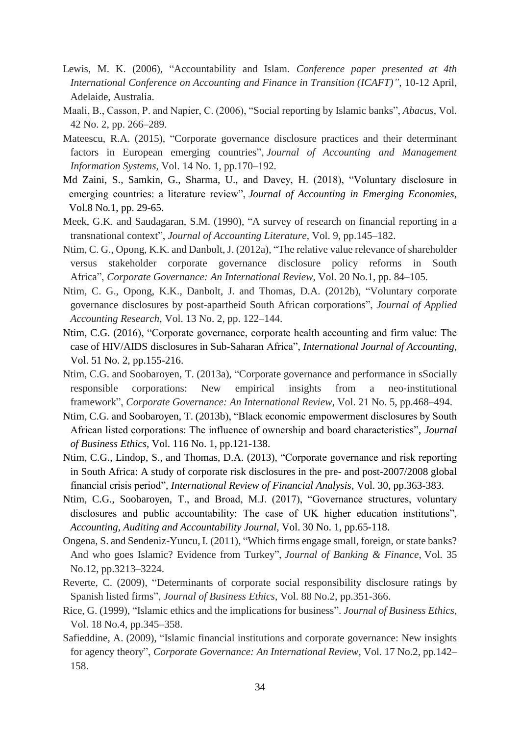Lewis, M. K. (2006), "Accountability and Islam. *Conference paper presented at 4th International Conference on Accounting and Finance in Transition (ICAFT)"*, 10-12 April, Adelaide, Australia.

Maali, B., Casson, P. and Napier, C. (2006), "Social reporting by Islamic banks", *Abacus*, Vol. 42 No. 2, pp. 266–289.

Mateescu, R.A. (2015), "Corporate governance disclosure practices and their determinant factors in European emerging countries", *Journal of Accounting and Management Information Systems*, Vol. 14 No. 1, pp.170–192.

Md Zaini, S., Samkin, G., Sharma, U., and Davey, H. (2018), "Voluntary disclosure in emerging countries: a literature review", *Journal of Accounting in Emerging Economies*, Vol.8 No.1, pp. 29-65.

Meek, G.K. and Saudagaran, S.M. (1990), "A survey of research on financial reporting in a transnational context", *Journal of Accounting Literature*, Vol. 9, pp.145–182.

Ntim, C. G., Opong, K.K. and Danbolt, J. (2012a), "The relative value relevance of shareholder versus stakeholder corporate governance disclosure policy reforms in South Africa", *Corporate Governance: An International Review*, Vol. 20 No.1, pp. 84–105.

Ntim, C. G., Opong, K.K., Danbolt, J. and Thomas, D.A. (2012b), "Voluntary corporate governance disclosures by post-apartheid South African corporations", *Journal of Applied Accounting Research*, Vol. 13 No. 2, pp. 122–144.

Ntim, C.G. (2016), "Corporate governance, corporate health accounting and firm value: The case of HIV/AIDS disclosures in Sub-Saharan Africa", *International Journal of Accounting*, Vol. 51 No. 2, pp.155-216.

Ntim, C.G. and Soobaroyen, T. (2013a), "Corporate governance and performance in sSocially responsible corporations: New empirical insights from a neo-institutional framework", *Corporate Governance: An International Review*, Vol. 21 No. 5, pp.468–494.

Ntim, C.G. and Soobaroyen, T. (2013b), "Black economic empowerment disclosures by South African listed corporations: The influence of ownership and board characteristics", *Journal of Business Ethics*, Vol. 116 No. 1, pp.121-138.

Ntim, C.G., Lindop, S., and Thomas, D.A. (2013), "Corporate governance and risk reporting in South Africa: A study of corporate risk disclosures in the pre- and post-2007/2008 global financial crisis period", *International Review of Financial Analysis*, Vol. 30, pp.363-383.

Ntim, C.G., Soobaroyen, T., and Broad, M.J. (2017), "Governance structures, voluntary disclosures and public accountability: The case of UK higher education institutions", *Accounting, Auditing and Accountability Journal*, Vol. 30 No. 1, pp.65-118.

Ongena, S. and Sendeniz-Yuncu, I. (2011), "Which firms engage small, foreign, or state banks? And who goes Islamic? Evidence from Turkey", *Journal of Banking & Finance*, Vol. 35 No.12, pp.3213–3224.

Reverte, C. (2009), "Determinants of corporate social responsibility disclosure ratings by Spanish listed firms", *Journal of Business Ethics*, Vol. 88 No.2, pp.351-366.

Rice, G. (1999), "Islamic ethics and the implications for business". *Journal of Business Ethics*, Vol. 18 No.4, pp.345–358.

Safieddine, A. (2009), "Islamic financial institutions and corporate governance: New insights for agency theory", *Corporate Governance: An International Review*, Vol. 17 No.2, pp.142–158.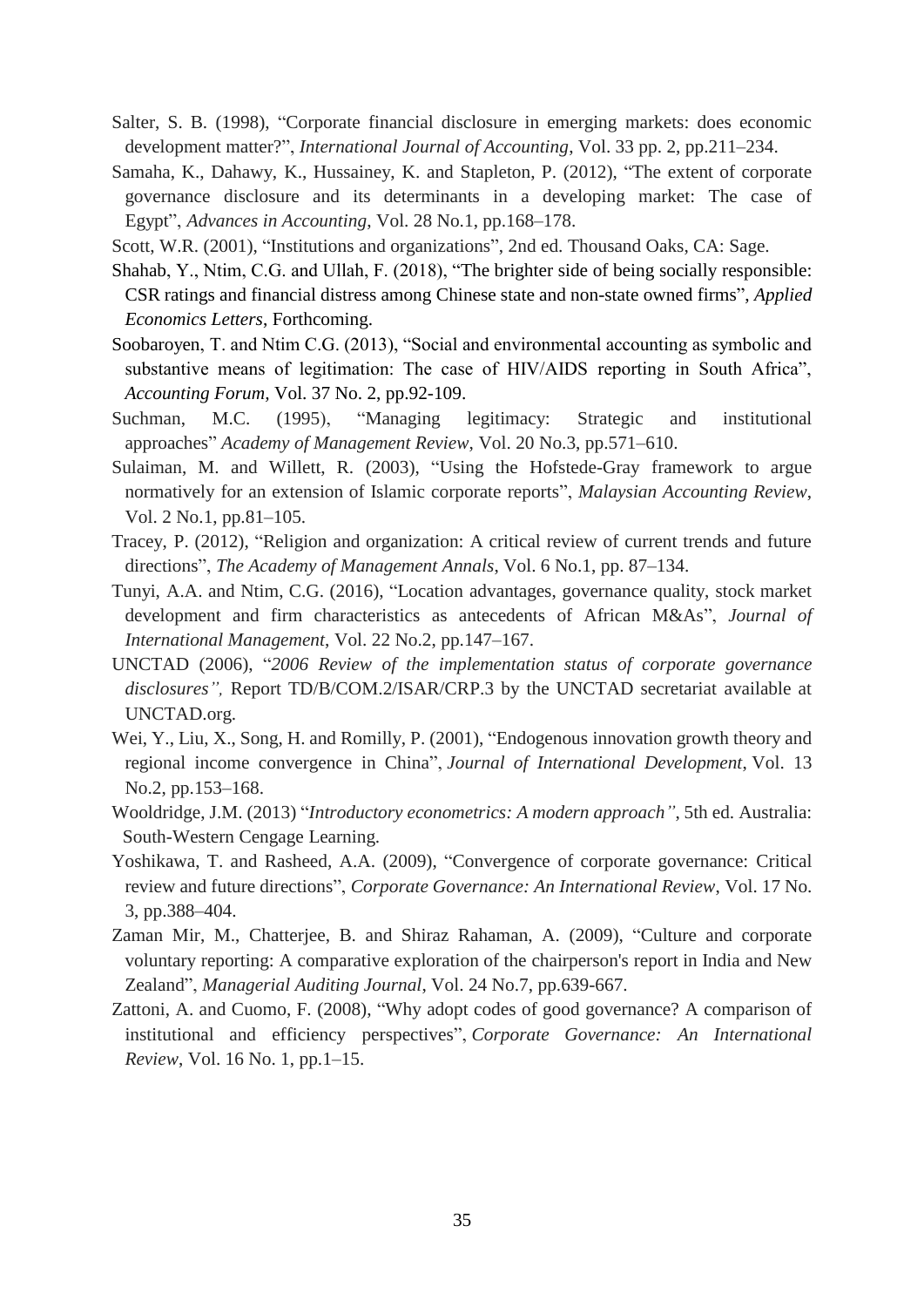Salter, S. B. (1998), "Corporate financial disclosure in emerging markets: does economic development matter?", *International Journal of Accounting*, Vol. 33 pp. 2, pp.211–234.

Samaha, K., Dahawy, K., Hussainey, K. and Stapleton, P. (2012), "The extent of corporate governance disclosure and its determinants in a developing market: The case of Egypt", *Advances in Accounting*, Vol. 28 No.1, pp.168–178.

Scott, W.R. (2001), "Institutions and organizations", 2nd ed. Thousand Oaks, CA: Sage.

Shahab, Y., Ntim, C.G. and Ullah, F. (2018), "The brighter side of being socially responsible: CSR ratings and financial distress among Chinese state and non-state owned firms", *Applied Economics Letters*, Forthcoming.

Soobaroyen, T. and Ntim C.G. (2013), "Social and environmental accounting as symbolic and substantive means of legitimation: The case of HIV/AIDS reporting in South Africa", *Accounting Forum*, Vol. 37 No. 2, pp.92-109.

Suchman, M.C. (1995), "Managing legitimacy: Strategic and institutional approaches" *Academy of Management Review*, Vol. 20 No.3, pp.571–610.

Sulaiman, M. and Willett, R. (2003), "Using the Hofstede-Gray framework to argue normatively for an extension of Islamic corporate reports", *Malaysian Accounting Review*, Vol. 2 No.1, pp.81–105.

Tracey, P. (2012), "Religion and organization: A critical review of current trends and future directions", *The Academy of Management Annals*, Vol. 6 No.1, pp. 87–134.

Tunyi, A.A. and Ntim, C.G. (2016), "Location advantages, governance quality, stock market development and firm characteristics as antecedents of African M&As", *Journal of International Management*, Vol. 22 No.2, pp.147–167.

UNCTAD (2006), "*2006 Review of the implementation status of corporate governance disclosures",* Report TD/B/COM.2/ISAR/CRP.3 by the UNCTAD secretariat available at UNCTAD.org.

Wei, Y., Liu, X., Song, H. and Romilly, P. (2001), "Endogenous innovation growth theory and regional income convergence in China", *Journal of International Development*, Vol. 13 No.2, pp.153–168.

Wooldridge, J.M. (2013) "*Introductory econometrics: A modern approach"*, 5th ed. Australia: South-Western Cengage Learning.

Yoshikawa, T. and Rasheed, A.A. (2009), "Convergence of corporate governance: Critical review and future directions", *Corporate Governance: An International Review*, Vol. 17 No. 3, pp.388–404.

Zaman Mir, M., Chatterjee, B. and Shiraz Rahaman, A. (2009), "Culture and corporate voluntary reporting: A comparative exploration of the chairperson's report in India and New Zealand", *Managerial Auditing Journal*, Vol. 24 No.7, pp.639-667.

Zattoni, A. and Cuomo, F. (2008), "Why adopt codes of good governance? A comparison of institutional and efficiency perspectives", *Corporate Governance: An International Review*, Vol. 16 No. 1, pp.1–15.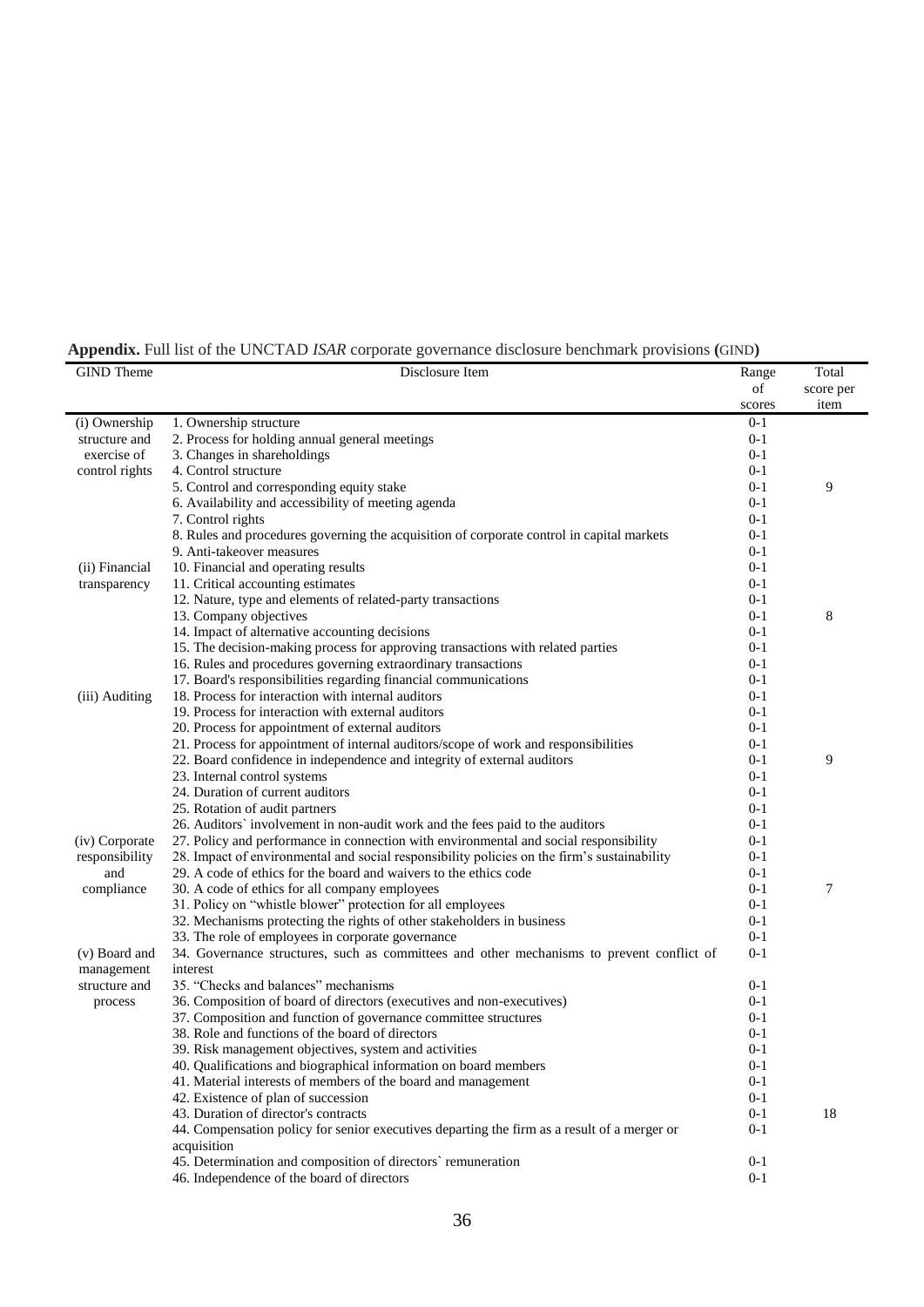**Appendix.** Full list of the UNCTAD *ISAR* corporate governance disclosure benchmark provisions **(**GIND**)**

| GIND Theme | Disclosure Item | Range of scores | Total score per item |
|---|---|---|---|
| (i) Ownership structure and exercise of control rights | 1. Ownership structure | 0-1 | |
| | 2. Process for holding annual general meetings | 0-1 | |
| | 3. Changes in shareholdings | 0-1 | |
| | 4. Control structure | 0-1 | |
| | 5. Control and corresponding equity stake | 0-1 | 9 |
| | 6. Availability and accessibility of meeting agenda | 0-1 | |
| | 7. Control rights | 0-1 | |
| | 8. Rules and procedures governing the acquisition of corporate control in capital markets | 0-1 | |
| | 9. Anti-takeover measures | 0-1 | |
| (ii) Financial transparency | 10. Financial and operating results | 0-1 | |
| | 11. Critical accounting estimates | 0-1 | |
| | 12. Nature, type and elements of related-party transactions | 0-1 | |
| | 13. Company objectives | 0-1 | 8 |
| | 14. Impact of alternative accounting decisions | 0-1 | |
| | 15. The decision-making process for approving transactions with related parties | 0-1 | |
| | 16. Rules and procedures governing extraordinary transactions | 0-1 | |
| | 17. Board's responsibilities regarding financial communications | 0-1 | |
| (iii) Auditing | 18. Process for interaction with internal auditors | 0-1 | |
| | 19. Process for interaction with external auditors | 0-1 | |
| | 20. Process for appointment of external auditors | 0-1 | |
| | 21. Process for appointment of internal auditors/scope of work and responsibilities | 0-1 | |
| | 22. Board confidence in independence and integrity of external auditors | 0-1 | 9 |
| | 23. Internal control systems | 0-1 | |
| | 24. Duration of current auditors | 0-1 | |
| | 25. Rotation of audit partners | 0-1 | |
| | 26. Auditors` involvement in non-audit work and the fees paid to the auditors | 0-1 | |
| (iv) Corporate responsibility and compliance | 27. Policy and performance in connection with environmental and social responsibility | 0-1 | |
| | 28. Impact of environmental and social responsibility policies on the firm's sustainability | 0-1 | |
| | 29. A code of ethics for the board and waivers to the ethics code | 0-1 | |
| | 30. A code of ethics for all company employees | 0-1 | 7 |
| | 31. Policy on "whistle blower" protection for all employees | 0-1 | |
| | 32. Mechanisms protecting the rights of other stakeholders in business | 0-1 | |
| | 33. The role of employees in corporate governance | 0-1 | |
| (v) Board and management structure and process | 34. Governance structures, such as committees and other mechanisms to prevent conflict of interest | 0-1 | |
| | 35. "Checks and balances" mechanisms | 0-1 | |
| | 36. Composition of board of directors (executives and non-executives) | 0-1 | |
| | 37. Composition and function of governance committee structures | 0-1 | |
| | 38. Role and functions of the board of directors | 0-1 | |
| | 39. Risk management objectives, system and activities | 0-1 | |
| | 40. Qualifications and biographical information on board members | 0-1 | |
| | 41. Material interests of members of the board and management | 0-1 | |
| | 42. Existence of plan of succession | 0-1 | |
| | 43. Duration of director's contracts | 0-1 | 18 |
| | 44. Compensation policy for senior executives departing the firm as a result of a merger or acquisition | 0-1 | |
| | 45. Determination and composition of directors` remuneration | 0-1 | |
| | 46. Independence of the board of directors | 0-1 | |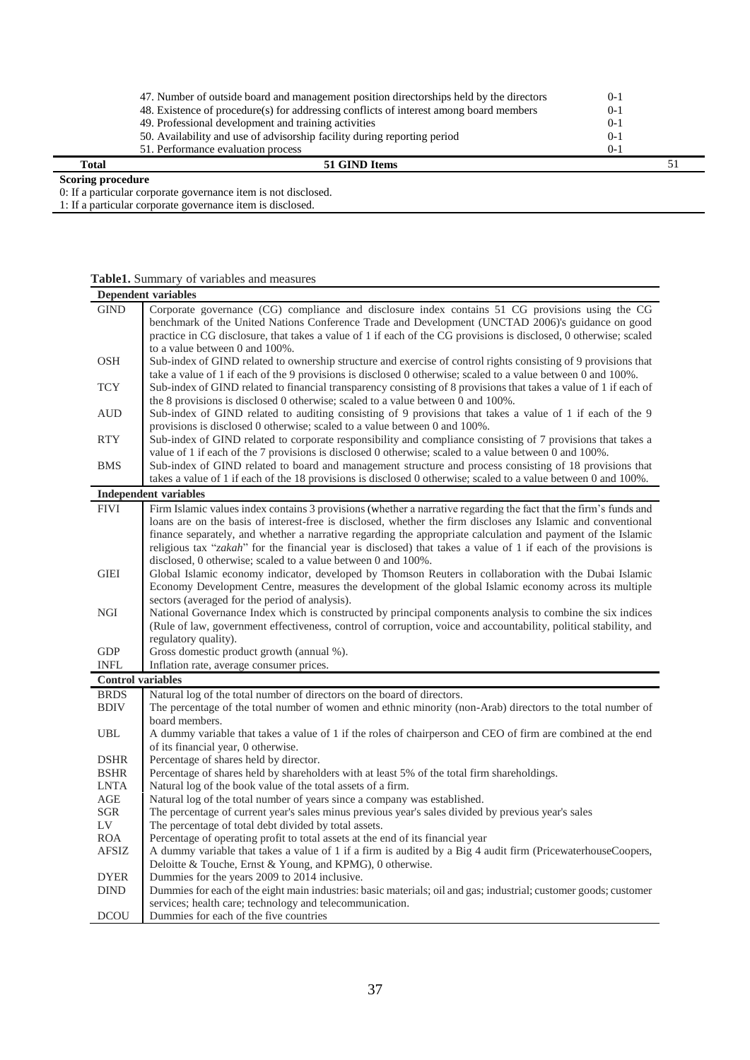| | | | |
|---|---|---|---|
| | 47. Number of outside board and management position directorships held by the directors | 0-1 | |
| | 48. Existence of procedure(s) for addressing conflicts of interest among board members | 0-1 | |
| | 49. Professional development and training activities | 0-1 | |
| | 50. Availability and use of advisorship facility during reporting period | 0-1 | |
| | 51. Performance evaluation process | 0-1 | |
| **Total** | **51 GIND Items** | | 51 |

**Scoring procedure**

0: If a particular corporate governance item is not disclosed.

1: If a particular corporate governance item is disclosed.

**Table1.** Summary of variables and measures

| | |
|---|---|
| **Dependent variables** | |
| GIND | Corporate governance (CG) compliance and disclosure index contains 51 CG provisions using the CG benchmark of the United Nations Conference Trade and Development (UNCTAD 2006)'s guidance on good practice in CG disclosure, that takes a value of 1 if each of the CG provisions is disclosed, 0 otherwise; scaled to a value between 0 and 100%. |
| OSH | Sub-index of GIND related to ownership structure and exercise of control rights consisting of 9 provisions that take a value of 1 if each of the 9 provisions is disclosed 0 otherwise; scaled to a value between 0 and 100%. |
| TCY | Sub-index of GIND related to financial transparency consisting of 8 provisions that takes a value of 1 if each of the 8 provisions is disclosed 0 otherwise; scaled to a value between 0 and 100%. |
| AUD | Sub-index of GIND related to auditing consisting of 9 provisions that takes a value of 1 if each of the 9 provisions is disclosed 0 otherwise; scaled to a value between 0 and 100%. |
| RTY | Sub-index of GIND related to corporate responsibility and compliance consisting of 7 provisions that takes a value of 1 if each of the 7 provisions is disclosed 0 otherwise; scaled to a value between 0 and 100%. |
| BMS | Sub-index of GIND related to board and management structure and process consisting of 18 provisions that takes a value of 1 if each of the 18 provisions is disclosed 0 otherwise; scaled to a value between 0 and 100%. |
| **Independent variables** | |
| FIVI | Firm Islamic values index contains 3 provisions (whether a narrative regarding the fact that the firm's funds and loans are on the basis of interest-free is disclosed, whether the firm discloses any Islamic and conventional finance separately, and whether a narrative regarding the appropriate calculation and payment of the Islamic religious tax "*zakah*" for the financial year is disclosed) that takes a value of 1 if each of the provisions is disclosed, 0 otherwise; scaled to a value between 0 and 100%. |
| GIEI | Global Islamic economy indicator, developed by Thomson Reuters in collaboration with the Dubai Islamic Economy Development Centre, measures the development of the global Islamic economy across its multiple sectors (averaged for the period of analysis). |
| NGI | National Governance Index which is constructed by principal components analysis to combine the six indices (Rule of law, government effectiveness, control of corruption, voice and accountability, political stability, and regulatory quality). |
| GDP | Gross domestic product growth (annual %). |
| INFL | Inflation rate, average consumer prices. |
| **Control variables** | |
| BRDS | Natural log of the total number of directors on the board of directors. |
| BDIV | The percentage of the total number of women and ethnic minority (non-Arab) directors to the total number of board members. |
| UBL | A dummy variable that takes a value of 1 if the roles of chairperson and CEO of firm are combined at the end of its financial year, 0 otherwise. |
| DSHR | Percentage of shares held by director. |
| BSHR | Percentage of shares held by shareholders with at least 5% of the total firm shareholdings. |
| LNTA | Natural log of the book value of the total assets of a firm. |
| AGE | Natural log of the total number of years since a company was established. |
| SGR | The percentage of current year's sales minus previous year's sales divided by previous year's sales |
| LV | The percentage of total debt divided by total assets. |
| ROA | Percentage of operating profit to total assets at the end of its financial year |
| AFSIZ | A dummy variable that takes a value of 1 if a firm is audited by a Big 4 audit firm (PricewaterhouseCoopers, Deloitte & Touche, Ernst & Young, and KPMG), 0 otherwise. |
| DYER | Dummies for the years 2009 to 2014 inclusive. |
| DIND | Dummies for each of the eight main industries: basic materials; oil and gas; industrial; customer goods; customer services; health care; technology and telecommunication. |
| DCOU | Dummies for each of the five countries |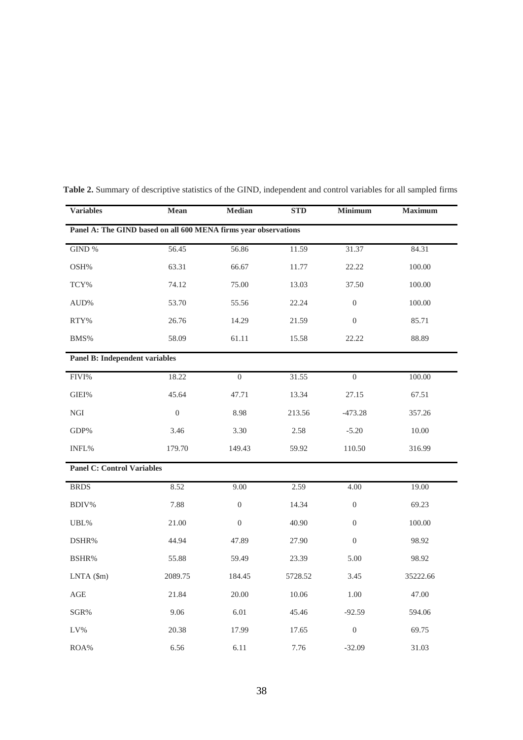**Table 2.** Summary of descriptive statistics of the GIND, independent and control variables for all sampled firms

| Variables | Mean | Median | STD | Minimum | Maximum |
|---|---|---|---|---|---|
| **Panel A: The GIND based on all 600 MENA firms year observations** | | | | | |
| GIND % | 56.45 | 56.86 | 11.59 | 31.37 | 84.31 |
| OSH% | 63.31 | 66.67 | 11.77 | 22.22 | 100.00 |
| TCY% | 74.12 | 75.00 | 13.03 | 37.50 | 100.00 |
| AUD% | 53.70 | 55.56 | 22.24 | 0 | 100.00 |
| RTY% | 26.76 | 14.29 | 21.59 | 0 | 85.71 |
| BMS% | 58.09 | 61.11 | 15.58 | 22.22 | 88.89 |
| **Panel B: Independent variables** | | | | | |
| FIVI% | 18.22 | 0 | 31.55 | 0 | 100.00 |
| GIEI% | 45.64 | 47.71 | 13.34 | 27.15 | 67.51 |
| NGI | 0 | 8.98 | 213.56 | -473.28 | 357.26 |
| GDP% | 3.46 | 3.30 | 2.58 | -5.20 | 10.00 |
| INFL% | 179.70 | 149.43 | 59.92 | 110.50 | 316.99 |
| **Panel C: Control Variables** | | | | | |
| BRDS | 8.52 | 9.00 | 2.59 | 4.00 | 19.00 |
| BDIV% | 7.88 | 0 | 14.34 | 0 | 69.23 |
| UBL% | 21.00 | 0 | 40.90 | 0 | 100.00 |
| DSHR% | 44.94 | 47.89 | 27.90 | 0 | 98.92 |
| BSHR% | 55.88 | 59.49 | 23.39 | 5.00 | 98.92 |
| LNTA ($m) | 2089.75 | 184.45 | 5728.52 | 3.45 | 35222.66 |
| AGE | 21.84 | 20.00 | 10.06 | 1.00 | 47.00 |
| SGR% | 9.06 | 6.01 | 45.46 | -92.59 | 594.06 |
| LV% | 20.38 | 17.99 | 17.65 | 0 | 69.75 |
| ROA% | 6.56 | 6.11 | 7.76 | -32.09 | 31.03 |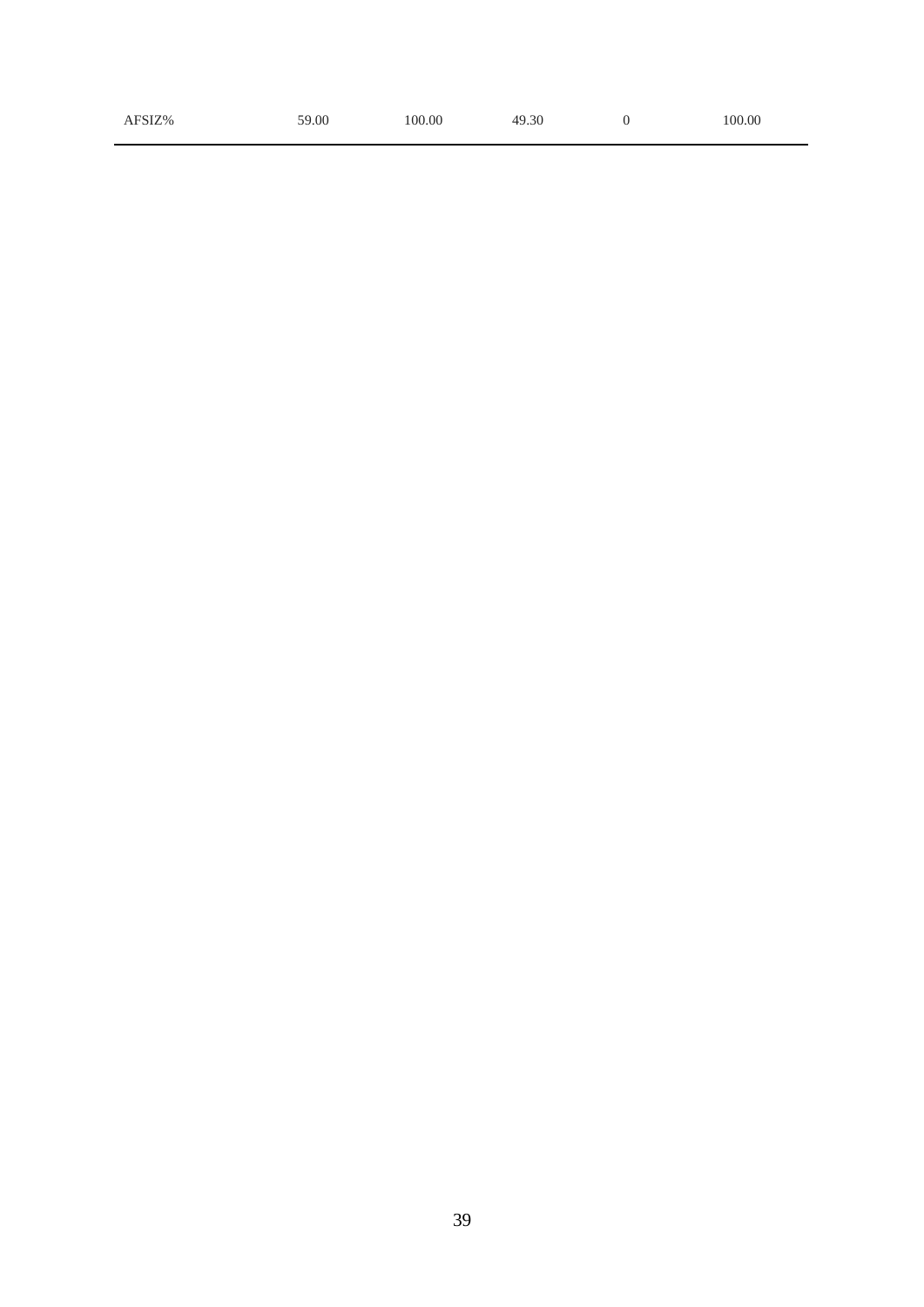| | | | | | |
|---|---|---|---|---|---|
| AFSIZ% | 59.00 | 100.00 | 49.30 | 0 | 100.00 |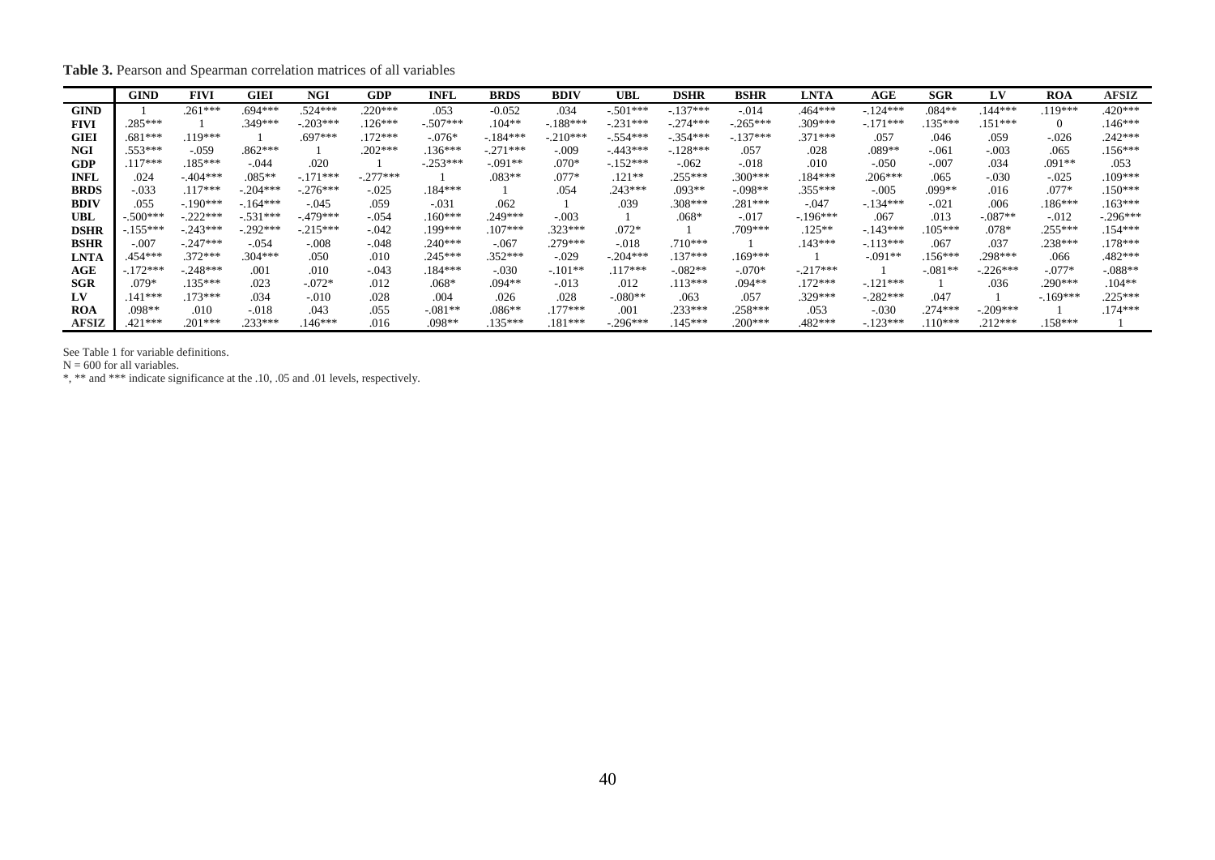**Table 3.** Pearson and Spearman correlation matrices of all variables

| | GIND | FIVI | GIEI | NGI | GDP | INFL | BRDS | BDIV | UBL | DSHR | BSHR | LNTA | AGE | SGR | LV | ROA | AFSIZ |
|---|---|---|---|---|---|---|---|---|---|---|---|---|---|---|---|---|---|
| **GIND** | 1 | .261*** | .694*** | .524*** | .220*** | .053 | -0.052 | .034 | -.501*** | -.137*** | -.014 | .464*** | -.124*** | .084** | .144*** | .119*** | .420*** |
| **FIVI** | .285*** | 1 | .349*** | -.203*** | .126*** | -.507*** | .104** | -.188*** | -.231*** | -.274*** | -.265*** | .309*** | -.171*** | .135*** | .151*** | 0 | .146*** |
| **GIEI** | .681*** | .119*** | 1 | .697*** | .172*** | -.076* | -.184*** | -.210*** | -.554*** | -.354*** | -.137*** | .371*** | .057 | .046 | .059 | -.026 | .242*** |
| **NGI** | .553*** | -.059 | .862*** | 1 | .202*** | .136*** | -.271*** | -.009 | -.443*** | -.128*** | .057 | .028 | .089** | -.061 | -.003 | .065 | .156*** |
| **GDP** | .117*** | .185*** | -.044 | .020 | 1 | -.253*** | -.091** | .070* | -.152*** | -.062 | -.018 | .010 | -.050 | -.007 | .034 | .091** | .053 |
| **INFL** | .024 | -.404*** | .085** | -.171*** | -.277*** | 1 | .083** | .077* | .121** | .255*** | .300*** | .184*** | .206*** | .065 | -.030 | -.025 | .109*** |
| **BRDS** | -.033 | .117*** | -.204*** | -.276*** | -.025 | .184*** | 1 | .054 | .243*** | .093** | -.098** | .355*** | -.005 | .099** | .016 | .077* | .150*** |
| **BDIV** | .055 | -.190*** | -.164*** | -.045 | .059 | -.031 | .062 | 1 | .039 | .308*** | .281*** | -.047 | -.134*** | -.021 | .006 | .186*** | .163*** |
| **UBL** | -.500*** | -.222*** | -.531*** | -.479*** | -.054 | .160*** | .249*** | -.003 | 1 | .068* | -.017 | -.196*** | .067 | .013 | -.087** | -.012 | -.296*** |
| **DSHR** | -.155*** | -.243*** | -.292*** | -.215*** | -.042 | .199*** | .107*** | .323*** | .072* | 1 | .709*** | .125** | -.143*** | .105*** | .078* | .255*** | .154*** |
| **BSHR** | -.007 | -.247*** | -.054 | -.008 | -.048 | .240*** | -.067 | .279*** | -.018 | .710*** | 1 | .143*** | -.113*** | .067 | .037 | .238*** | .178*** |
| **LNTA** | .454*** | .372*** | .304*** | .050 | .010 | .245*** | .352*** | -.029 | -.204*** | .137*** | .169*** | 1 | -.091** | .156*** | .298*** | .066 | .482*** |
| **AGE** | -.172*** | -.248*** | .001 | .010 | -.043 | .184*** | -.030 | -.101** | .117*** | -.082** | -.070* | -.217*** | 1 | -.081** | -.226*** | -.077* | -.088** |
| **SGR** | .079* | .135*** | .023 | -.072* | .012 | .068* | .094** | -.013 | .012 | .113*** | .094** | .172*** | -.121*** | 1 | .036 | .290*** | .104** |
| **LV** | .141*** | .173*** | .034 | -.010 | .028 | .004 | .026 | .028 | -.080** | .063 | .057 | .329*** | -.282*** | .047 | 1 | -.169*** | .225*** |
| **ROA** | .098** | .010 | -.018 | .043 | .055 | -.081** | .086** | .177*** | .001 | .233*** | .258*** | .053 | -.030 | .274*** | -.209*** | 1 | .174*** |
| **AFSIZ** | .421*** | .201*** | .233*** | .146*** | .016 | .098** | .135*** | .181*** | -.296*** | .145*** | .200*** | .482*** | -.123*** | .110*** | .212*** | .158*** | 1 |

See Table 1 for variable definitions.
N = 600 for all variables.
*, ** and *** indicate significance at the .10, .05 and .01 levels, respectively.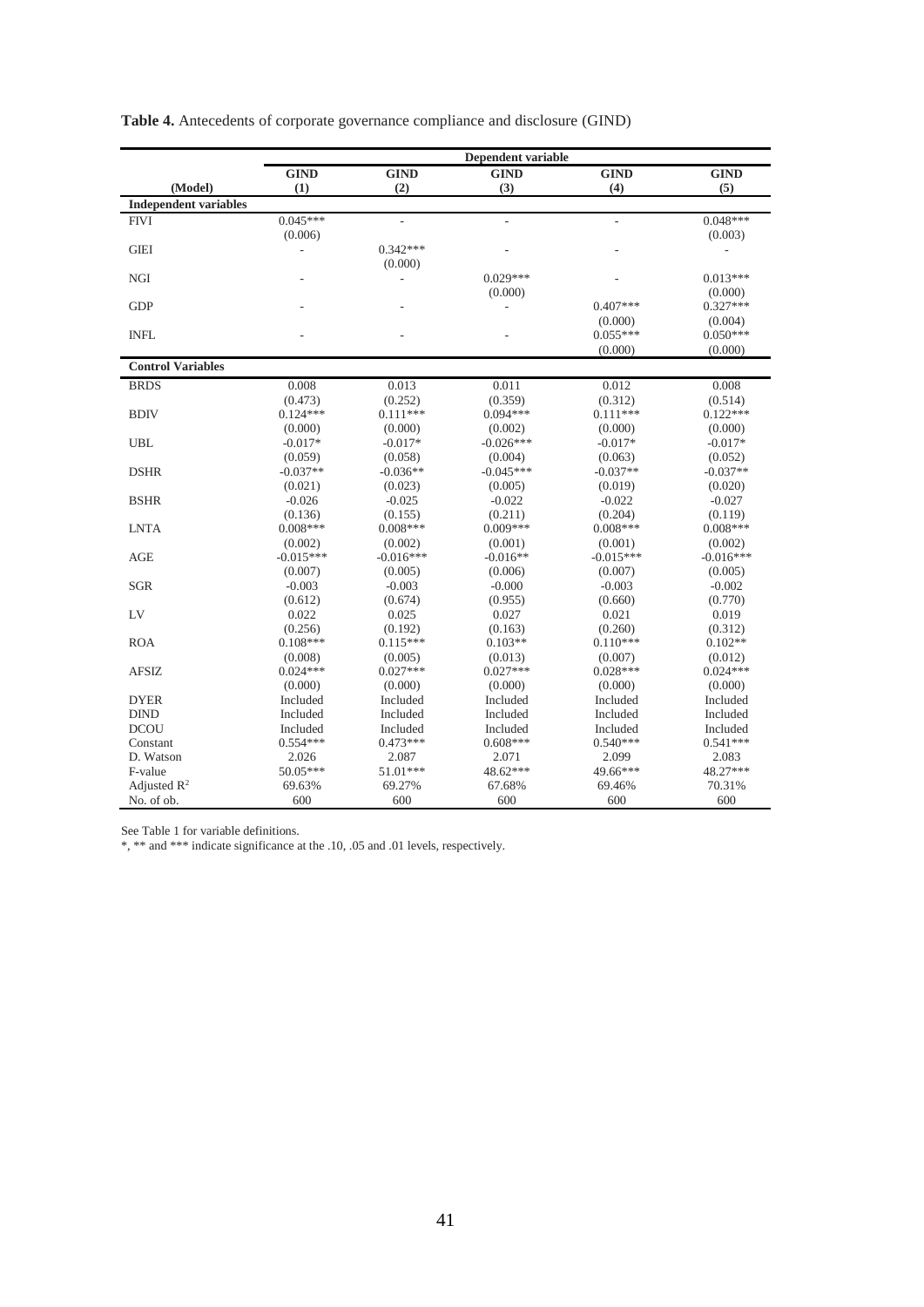**Table 4.** Antecedents of corporate governance compliance and disclosure (GIND)

| | Dependent variable | | | | |
|---|---|---|---|---|---|
| | GIND | GIND | GIND | GIND | GIND |
| (Model) | (1) | (2) | (3) | (4) | (5) |
| **Independent variables** | | | | | |
| FIVI | 0.045*** | - | - | - | 0.048*** |
| | (0.006) | | | | (0.003) |
| GIEI | - | 0.342*** | - | - | - |
| | | (0.000) | | | |
| NGI | - | - | 0.029*** | - | 0.013*** |
| | | | (0.000) | | (0.000) |
| GDP | - | - | - | 0.407*** | 0.327*** |
| | | | | (0.000) | (0.004) |
| INFL | - | - | - | 0.055*** | 0.050*** |
| | | | | (0.000) | (0.000) |
| **Control Variables** | | | | | |
| BRDS | 0.008 | 0.013 | 0.011 | 0.012 | 0.008 |
| | (0.473) | (0.252) | (0.359) | (0.312) | (0.514) |
| BDIV | 0.124*** | 0.111*** | 0.094*** | 0.111*** | 0.122*** |
| | (0.000) | (0.000) | (0.002) | (0.000) | (0.000) |
| UBL | -0.017* | -0.017* | -0.026*** | -0.017* | -0.017* |
| | (0.059) | (0.058) | (0.004) | (0.063) | (0.052) |
| DSHR | -0.037** | -0.036** | -0.045*** | -0.037** | -0.037** |
| | (0.021) | (0.023) | (0.005) | (0.019) | (0.020) |
| BSHR | -0.026 | -0.025 | -0.022 | -0.022 | -0.027 |
| | (0.136) | (0.155) | (0.211) | (0.204) | (0.119) |
| LNTA | 0.008*** | 0.008*** | 0.009*** | 0.008*** | 0.008*** |
| | (0.002) | (0.002) | (0.001) | (0.001) | (0.002) |
| AGE | -0.015*** | -0.016*** | -0.016** | -0.015*** | -0.016*** |
| | (0.007) | (0.005) | (0.006) | (0.007) | (0.005) |
| SGR | -0.003 | -0.003 | -0.000 | -0.003 | -0.002 |
| | (0.612) | (0.674) | (0.955) | (0.660) | (0.770) |
| LV | 0.022 | 0.025 | 0.027 | 0.021 | 0.019 |
| | (0.256) | (0.192) | (0.163) | (0.260) | (0.312) |
| ROA | 0.108*** | 0.115*** | 0.103** | 0.110*** | 0.102** |
| | (0.008) | (0.005) | (0.013) | (0.007) | (0.012) |
| AFSIZ | 0.024*** | 0.027*** | 0.027*** | 0.028*** | 0.024*** |
| | (0.000) | (0.000) | (0.000) | (0.000) | (0.000) |
| DYER | Included | Included | Included | Included | Included |
| DIND | Included | Included | Included | Included | Included |
| DCOU | Included | Included | Included | Included | Included |
| Constant | 0.554*** | 0.473*** | 0.608*** | 0.540*** | 0.541*** |
| D. Watson | 2.026 | 2.087 | 2.071 | 2.099 | 2.083 |
| F-value | 50.05*** | 51.01*** | 48.62*** | 49.66*** | 48.27*** |
| Adjusted $R^2$ | 69.63% | 69.27% | 67.68% | 69.46% | 70.31% |
| No. of ob. | 600 | 600 | 600 | 600 | 600 |

See Table 1 for variable definitions.

*, ** and *** indicate significance at the .10, .05 and .01 levels, respectively.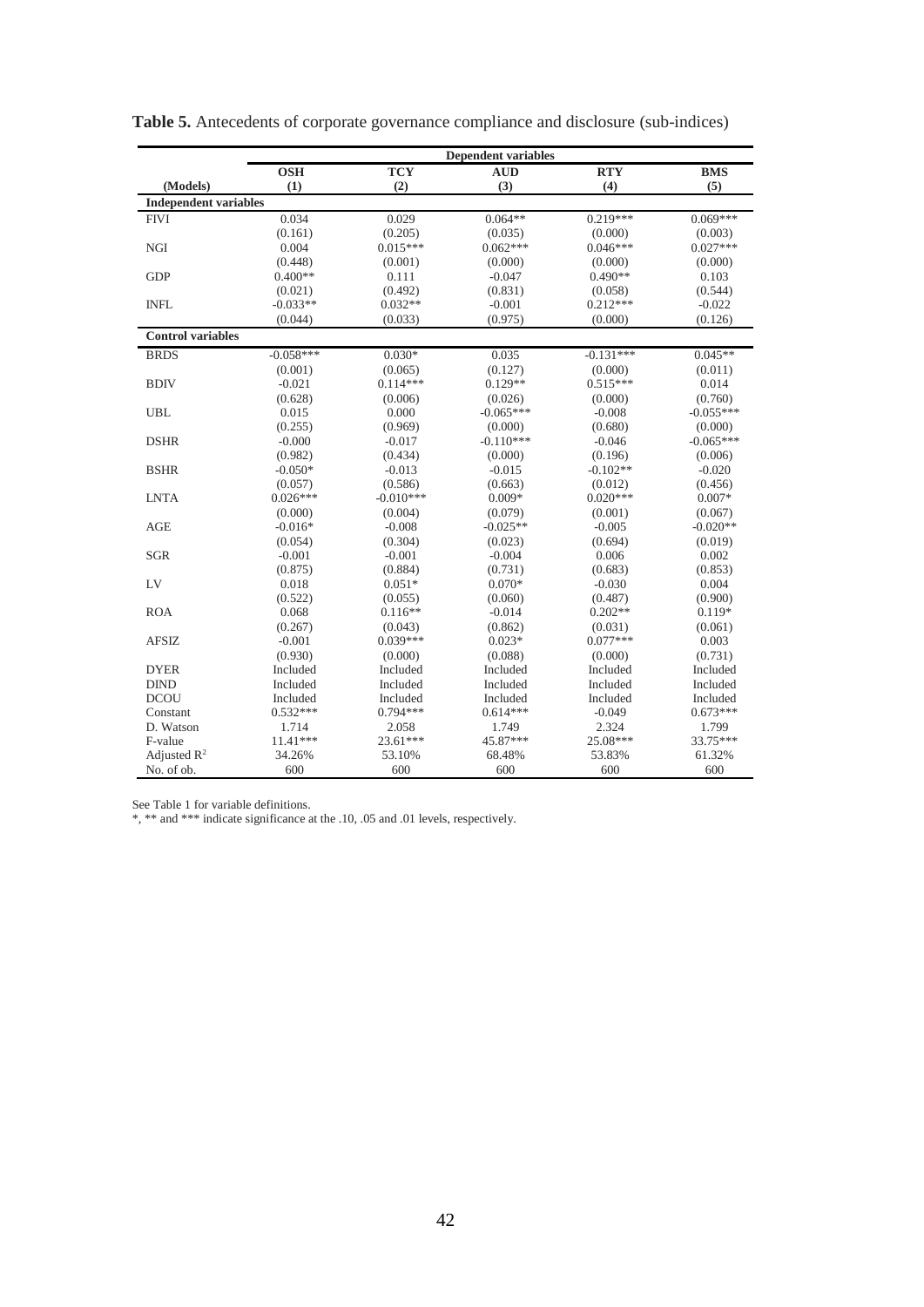**Table 5.** Antecedents of corporate governance compliance and disclosure (sub-indices)

| | Dependent variables | | | | |
|---|---|---|---|---|---|
| | **OSH** | **TCY** | **AUD** | **RTY** | **BMS** |
| **(Models)** | **(1)** | **(2)** | **(3)** | **(4)** | **(5)** |
| **Independent variables** | | | | | |
| FIVI | 0.034 | 0.029 | 0.064** | 0.219*** | 0.069*** |
| | (0.161) | (0.205) | (0.035) | (0.000) | (0.003) |
| NGI | 0.004 | 0.015*** | 0.062*** | 0.046*** | 0.027*** |
| | (0.448) | (0.001) | (0.000) | (0.000) | (0.000) |
| GDP | 0.400** | 0.111 | -0.047 | 0.490** | 0.103 |
| | (0.021) | (0.492) | (0.831) | (0.058) | (0.544) |
| INFL | -0.033** | 0.032** | -0.001 | 0.212*** | -0.022 |
| | (0.044) | (0.033) | (0.975) | (0.000) | (0.126) |
| **Control variables** | | | | | |
| BRDS | -0.058*** | 0.030* | 0.035 | -0.131*** | 0.045** |
| | (0.001) | (0.065) | (0.127) | (0.000) | (0.011) |
| BDIV | -0.021 | 0.114*** | 0.129** | 0.515*** | 0.014 |
| | (0.628) | (0.006) | (0.026) | (0.000) | (0.760) |
| UBL | 0.015 | 0.000 | -0.065*** | -0.008 | -0.055*** |
| | (0.255) | (0.969) | (0.000) | (0.680) | (0.000) |
| DSHR | -0.000 | -0.017 | -0.110*** | -0.046 | -0.065*** |
| | (0.982) | (0.434) | (0.000) | (0.196) | (0.006) |
| BSHR | -0.050* | -0.013 | -0.015 | -0.102** | -0.020 |
| | (0.057) | (0.586) | (0.663) | (0.012) | (0.456) |
| LNTA | 0.026*** | -0.010*** | 0.009* | 0.020*** | 0.007* |
| | (0.000) | (0.004) | (0.079) | (0.001) | (0.067) |
| AGE | -0.016* | -0.008 | -0.025** | -0.005 | -0.020** |
| | (0.054) | (0.304) | (0.023) | (0.694) | (0.019) |
| SGR | -0.001 | -0.001 | -0.004 | 0.006 | 0.002 |
| | (0.875) | (0.884) | (0.731) | (0.683) | (0.853) |
| LV | 0.018 | 0.051* | 0.070* | -0.030 | 0.004 |
| | (0.522) | (0.055) | (0.060) | (0.487) | (0.900) |
| ROA | 0.068 | 0.116** | -0.014 | 0.202** | 0.119* |
| | (0.267) | (0.043) | (0.862) | (0.031) | (0.061) |
| AFSIZ | -0.001 | 0.039*** | 0.023* | 0.077*** | 0.003 |
| | (0.930) | (0.000) | (0.088) | (0.000) | (0.731) |
| DYER | Included | Included | Included | Included | Included |
| DIND | Included | Included | Included | Included | Included |
| DCOU | Included | Included | Included | Included | Included |
| Constant | 0.532*** | 0.794*** | 0.614*** | -0.049 | 0.673*** |
| D. Watson | 1.714 | 2.058 | 1.749 | 2.324 | 1.799 |
| F-value | 11.41*** | 23.61*** | 45.87*** | 25.08*** | 33.75*** |
| Adjusted $R^2$ | 34.26% | 53.10% | 68.48% | 53.83% | 61.32% |
| No. of ob. | 600 | 600 | 600 | 600 | 600 |

See Table 1 for variable definitions.

*, ** and *** indicate significance at the .10, .05 and .01 levels, respectively.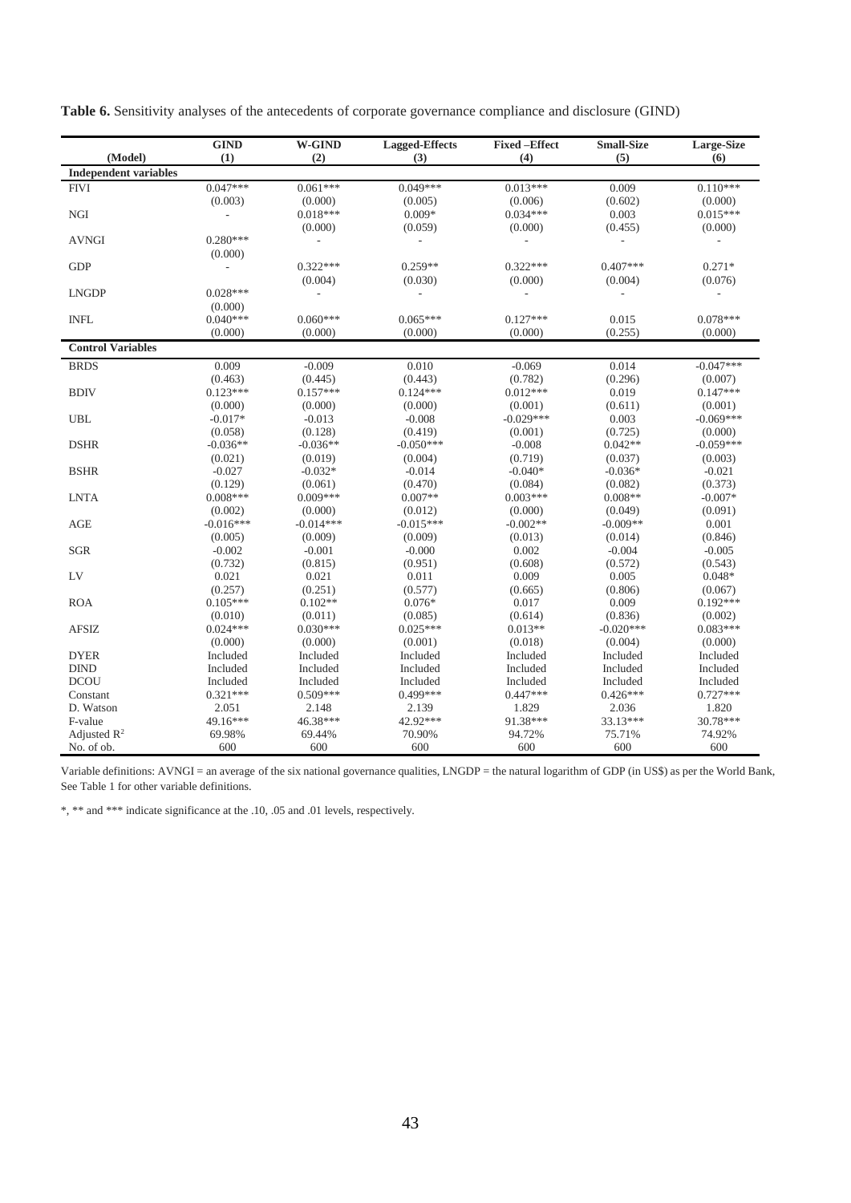**Table 6.** Sensitivity analyses of the antecedents of corporate governance compliance and disclosure (GIND)

| (Model) | GIND (1) | W-GIND (2) | Lagged-Effects (3) | Fixed –Effect (4) | Small-Size (5) | Large-Size (6) |
|---|---|---|---|---|---|---|
| **Independent variables** | | | | | | |
| FIVI | 0.047*** | 0.061*** | 0.049*** | 0.013*** | 0.009 | 0.110*** |
| | (0.003) | (0.000) | (0.005) | (0.006) | (0.602) | (0.000) |
| NGI | - | 0.018*** | 0.009* | 0.034*** | 0.003 | 0.015*** |
| | | (0.000) | (0.059) | (0.000) | (0.455) | (0.000) |
| AVNGI | 0.280*** | - | - | - | - | - |
| | (0.000) | | | | | |
| GDP | - | 0.322*** | 0.259** | 0.322*** | 0.407*** | 0.271* |
| | | (0.004) | (0.030) | (0.000) | (0.004) | (0.076) |
| LNGDP | 0.028*** | - | - | - | - | - |
| | (0.000) | | | | | |
| INFL | 0.040*** | 0.060*** | 0.065*** | 0.127*** | 0.015 | 0.078*** |
| | (0.000) | (0.000) | (0.000) | (0.000) | (0.255) | (0.000) |
| **Control Variables** | | | | | | |
| BRDS | 0.009 | -0.009 | 0.010 | -0.069 | 0.014 | -0.047*** |
| | (0.463) | (0.445) | (0.443) | (0.782) | (0.296) | (0.007) |
| BDIV | 0.123*** | 0.157*** | 0.124*** | 0.012*** | 0.019 | 0.147*** |
| | (0.000) | (0.000) | (0.000) | (0.001) | (0.611) | (0.001) |
| UBL | -0.017* | -0.013 | -0.008 | -0.029*** | 0.003 | -0.069*** |
| | (0.058) | (0.128) | (0.419) | (0.001) | (0.725) | (0.000) |
| DSHR | -0.036** | -0.036** | -0.050*** | -0.008 | 0.042** | -0.059*** |
| | (0.021) | (0.019) | (0.004) | (0.719) | (0.037) | (0.003) |
| BSHR | -0.027 | -0.032* | -0.014 | -0.040* | -0.036* | -0.021 |
| | (0.129) | (0.061) | (0.470) | (0.084) | (0.082) | (0.373) |
| LNTA | 0.008*** | 0.009*** | 0.007** | 0.003*** | 0.008** | -0.007* |
| | (0.002) | (0.000) | (0.012) | (0.000) | (0.049) | (0.091) |
| AGE | -0.016*** | -0.014*** | -0.015*** | -0.002** | -0.009** | 0.001 |
| | (0.005) | (0.009) | (0.009) | (0.013) | (0.014) | (0.846) |
| SGR | -0.002 | -0.001 | -0.000 | 0.002 | -0.004 | -0.005 |
| | (0.732) | (0.815) | (0.951) | (0.608) | (0.572) | (0.543) |
| LV | 0.021 | 0.021 | 0.011 | 0.009 | 0.005 | 0.048* |
| | (0.257) | (0.251) | (0.577) | (0.665) | (0.806) | (0.067) |
| ROA | 0.105*** | 0.102** | 0.076* | 0.017 | 0.009 | 0.192*** |
| | (0.010) | (0.011) | (0.085) | (0.614) | (0.836) | (0.002) |
| AFSIZ | 0.024*** | 0.030*** | 0.025*** | 0.013** | -0.020*** | 0.083*** |
| | (0.000) | (0.000) | (0.001) | (0.018) | (0.004) | (0.000) |
| DYER | Included | Included | Included | Included | Included | Included |
| DIND | Included | Included | Included | Included | Included | Included |
| DCOU | Included | Included | Included | Included | Included | Included |
| Constant | 0.321*** | 0.509*** | 0.499*** | 0.447*** | 0.426*** | 0.727*** |
| D. Watson | 2.051 | 2.148 | 2.139 | 1.829 | 2.036 | 1.820 |
| F-value | 49.16*** | 46.38*** | 42.92*** | 91.38*** | 33.13*** | 30.78*** |
| Adjusted $R^2$ | 69.98% | 69.44% | 70.90% | 94.72% | 75.71% | 74.92% |
| No. of ob. | 600 | 600 | 600 | 600 | 600 | 600 |

Variable definitions: AVNGI = an average of the six national governance qualities, LNGDP = the natural logarithm of GDP (in US$) as per the World Bank, See Table 1 for other variable definitions.

*, ** and *** indicate significance at the .10, .05 and .01 levels, respectively.